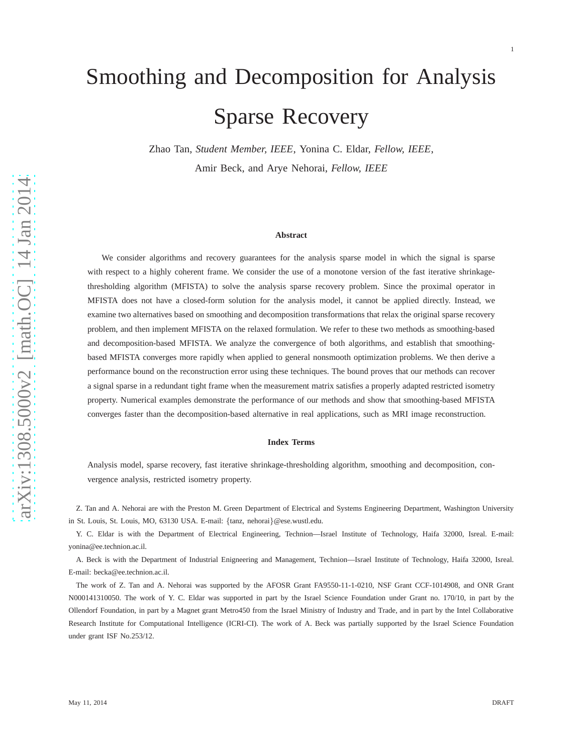# Smoothing and Decomposition for Analysis Sparse Recovery

Zhao Tan, *Student Member, IEEE*, Yonina C. Eldar, *Fellow, IEEE*, Amir Beck, and Arye Nehorai, *Fellow, IEEE*

### Abstract

We consider algorithms and recovery guarantees for the analysis sparse model in which the signal is sparse with respect to a highly coherent frame. We consider the use of a monotone version of the fast iterative shrinkage-thresholding algorithm (MFISTA) to solve the analysis sparse recovery problem. Since the proximal operator in MFISTA does not have a closed-form solution for the analysis model, it cannot be applied directly. Instead, we examine two alternatives based on smoothing and decomposition transformations that relax the original sparse recovery problem, and then implement MFISTA on the relaxed formulation. We refer to these two methods as smoothing-based and decomposition-based MFISTA. We analyze the convergence of both algorithms, and establish that smoothing-based MFISTA converges more rapidly when applied to general nonsmooth optimization problems. We then derive a performance bound on the reconstruction error using these techniques. The bound proves that our methods can recover a signal sparse in a redundant tight frame when the measurement matrix satisfies a properly adapted restricted isometry property. Numerical examples demonstrate the performance of our methods and show that smoothing-based MFISTA converges faster than the decomposition-based alternative in real applications, such as MRI image reconstruction.

### Index Terms

Analysis model, sparse recovery, fast iterative shrinkage-thresholding algorithm, smoothing and decomposition, convergence analysis, restricted isometry property.

Z. Tan and A. Nehorai are with the Preston M. Green Department of Electrical and Systems Engineering Department, Washington University in St. Louis, St. Louis, MO, 63130 USA. E-mail: {tanz, nehorai}@ese.wustl.edu.

Y. C. Eldar is with the Department of Electrical Engineering, Technion—Israel Institute of Technology, Haifa 32000, Isreal. E-mail: yonina@ee.technion.ac.il.

A. Beck is with the Department of Industrial Enigneering and Management, Technion—Israel Institute of Technology, Haifa 32000, Isreal. E-mail: becka@ee.technion.ac.il.

The work of Z. Tan and A. Nehorai was supported by the AFOSR Grant FA9550-11-1-0210, NSF Grant CCF-1014908, and ONR Grant N000141310050. The work of Y. C. Eldar was supported in part by the Israel Science Foundation under Grant no. 170/10, in part by the Ollendorf Foundation, in part by a Magnet grant Metro450 from the Israel Ministry of Industry and Trade, and in part by the Intel Collaborative Research Institute for Computational Intelligence (ICRI-CI). The work of A. Beck was partially supported by the Israel Science Foundation under grant ISF No.253/12.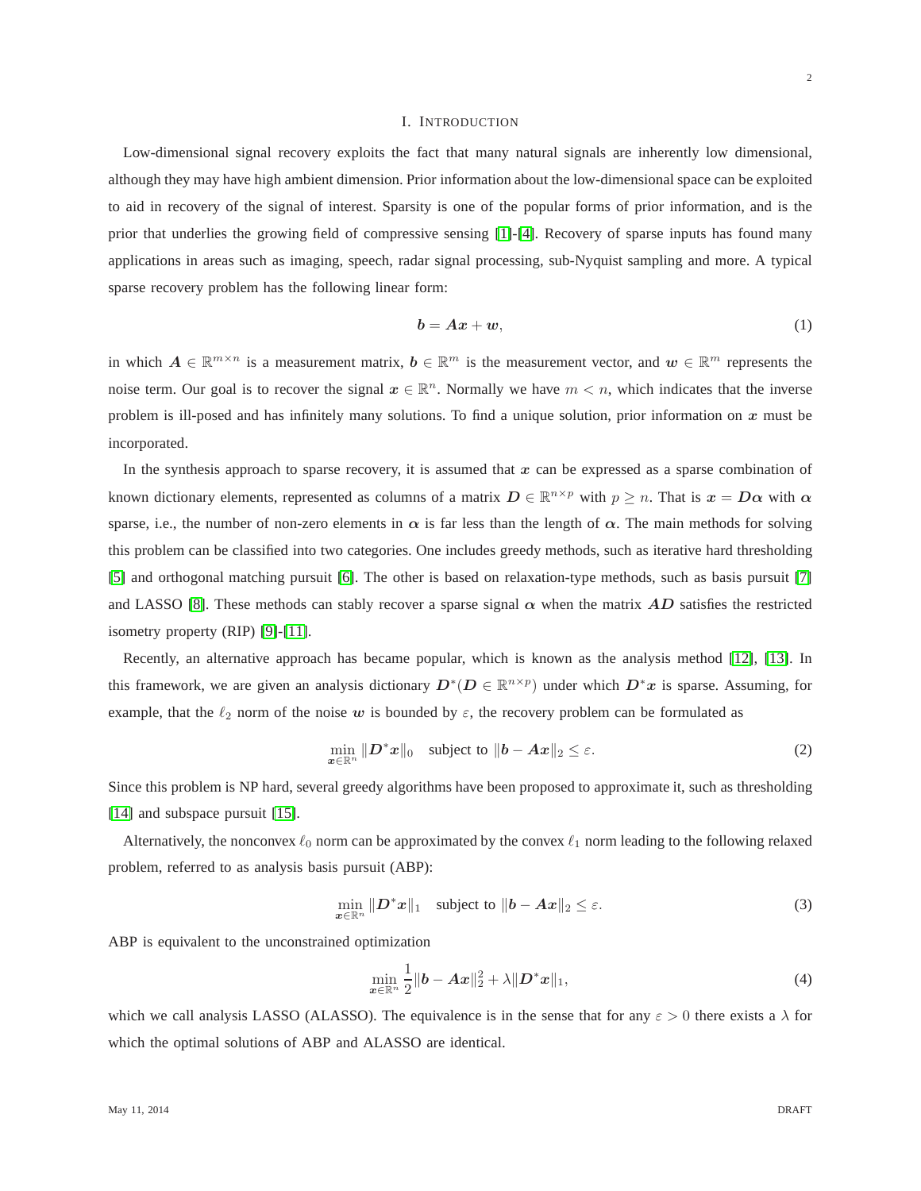# I. Introduction

Low-dimensional signal recovery exploits the fact that many natural signals are inherently low dimensional, although they may have high ambient dimension. Prior information about the low-dimensional space can be exploited to aid in recovery of the signal of interest. Sparsity is one of the popular forms of prior information, and is the prior that underlies the growing field of compressive sensing [1]-[4]. Recovery of sparse inputs has found many applications in areas such as imaging, speech, radar signal processing, sub-Nyquist sampling and more. A typical sparse recovery problem has the following linear form:

$$\boldsymbol{b} = \boldsymbol{A}\boldsymbol{x} + \boldsymbol{w}, \tag{1}$$

in which $\boldsymbol{A} \in \mathbb{R}^{m \times n}$ is a measurement matrix, $\boldsymbol{b} \in \mathbb{R}^m$ is the measurement vector, and $\boldsymbol{w} \in \mathbb{R}^m$ represents the noise term. Our goal is to recover the signal $\boldsymbol{x} \in \mathbb{R}^n$. Normally we have $m < n$, which indicates that the inverse problem is ill-posed and has infinitely many solutions. To find a unique solution, prior information on $\boldsymbol{x}$ must be incorporated.

In the synthesis approach to sparse recovery, it is assumed that $\boldsymbol{x}$ can be expressed as a sparse combination of known dictionary elements, represented as columns of a matrix $\boldsymbol{D} \in \mathbb{R}^{n \times p}$ with $p \geq n$. That is $\boldsymbol{x} = \boldsymbol{D}\boldsymbol{\alpha}$ with $\boldsymbol{\alpha}$ sparse, i.e., the number of non-zero elements in $\boldsymbol{\alpha}$ is far less than the length of $\boldsymbol{\alpha}$. The main methods for solving this problem can be classified into two categories. One includes greedy methods, such as iterative hard thresholding [5] and orthogonal matching pursuit [6]. The other is based on relaxation-type methods, such as basis pursuit [7] and LASSO [8]. These methods can stably recover a sparse signal $\boldsymbol{\alpha}$ when the matrix $\boldsymbol{A}\boldsymbol{D}$ satisfies the restricted isometry property (RIP) [9]-[11].

Recently, an alternative approach has became popular, which is known as the analysis method [12], [13]. In this framework, we are given an analysis dictionary $\boldsymbol{D}^*(\boldsymbol{D} \in \mathbb{R}^{n \times p})$ under which $\boldsymbol{D}^*\boldsymbol{x}$ is sparse. Assuming, for example, that the $\ell_2$ norm of the noise $\boldsymbol{w}$ is bounded by $\varepsilon$, the recovery problem can be formulated as

$$\min_{\boldsymbol{x} \in \mathbb{R}^n} \|\boldsymbol{D}^*\boldsymbol{x}\|_0 \quad \text{subject to } \|\boldsymbol{b} - \boldsymbol{A}\boldsymbol{x}\|_2 \leq \varepsilon. \tag{2}$$

Since this problem is NP hard, several greedy algorithms have been proposed to approximate it, such as thresholding [14] and subspace pursuit [15].

Alternatively, the nonconvex $\ell_0$ norm can be approximated by the convex $\ell_1$ norm leading to the following relaxed problem, referred to as analysis basis pursuit (ABP):

$$\min_{\boldsymbol{x} \in \mathbb{R}^n} \|\boldsymbol{D}^*\boldsymbol{x}\|_1 \quad \text{subject to } \|\boldsymbol{b} - \boldsymbol{A}\boldsymbol{x}\|_2 \leq \varepsilon. \tag{3}$$

ABP is equivalent to the unconstrained optimization

$$\min_{\boldsymbol{x} \in \mathbb{R}^n} \frac{1}{2}\|\boldsymbol{b} - \boldsymbol{A}\boldsymbol{x}\|_2^2 + \lambda\|\boldsymbol{D}^*\boldsymbol{x}\|_1, \tag{4}$$

which we call analysis LASSO (ALASSO). The equivalence is in the sense that for any $\varepsilon > 0$ there exists a $\lambda$ for which the optimal solutions of ABP and ALASSO are identical.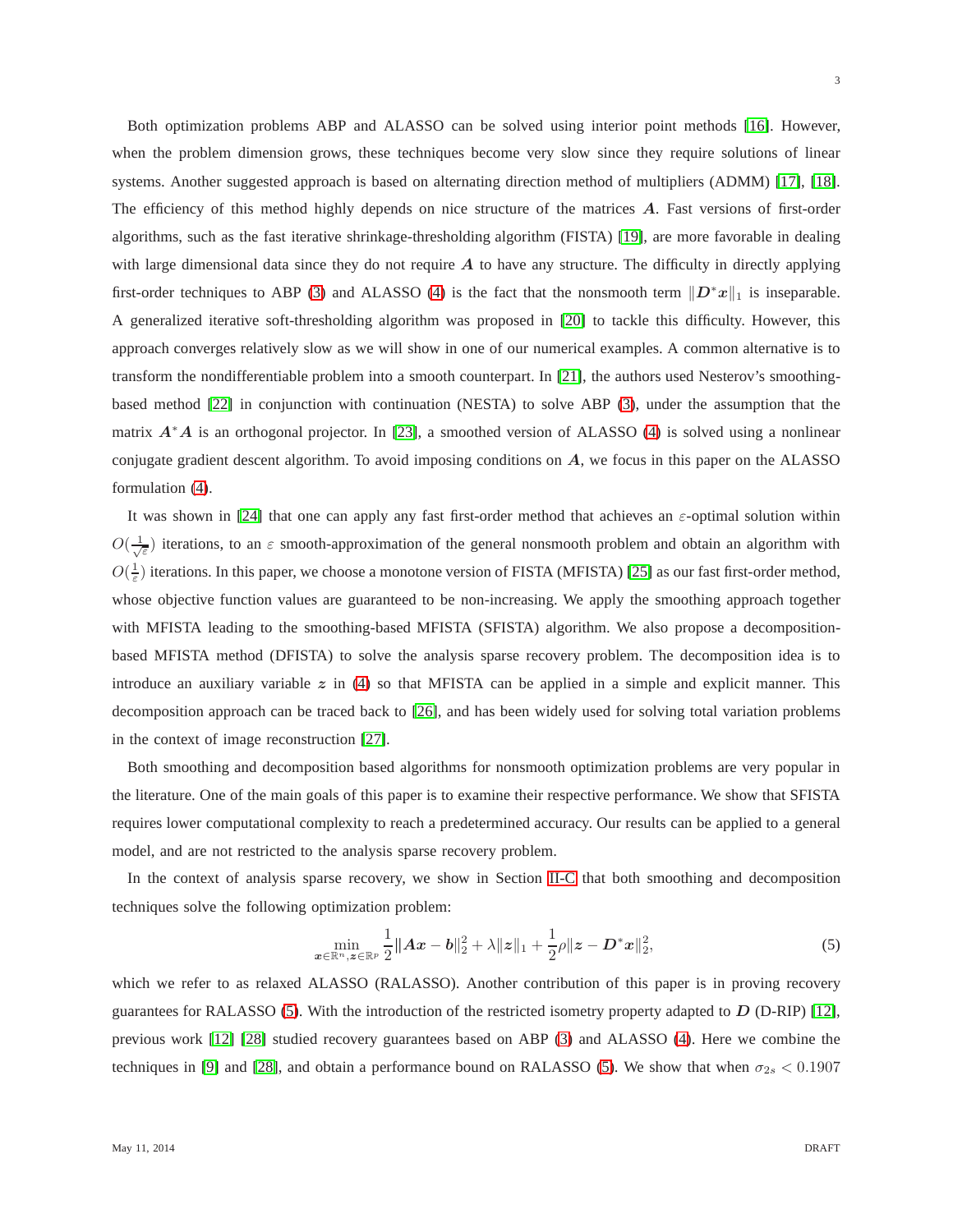Both optimization problems ABP and ALASSO can be solved using interior point methods [16]. However, when the problem dimension grows, these techniques become very slow since they require solutions of linear systems. Another suggested approach is based on alternating direction method of multipliers (ADMM) [17], [18]. The efficiency of this method highly depends on nice structure of the matrices $\boldsymbol{A}$. Fast versions of first-order algorithms, such as the fast iterative shrinkage-thresholding algorithm (FISTA) [19], are more favorable in dealing with large dimensional data since they do not require $\boldsymbol{A}$ to have any structure. The difficulty in directly applying first-order techniques to ABP (3) and ALASSO (4) is the fact that the nonsmooth term $\|\boldsymbol{D}^*\boldsymbol{x}\|_1$ is inseparable. A generalized iterative soft-thresholding algorithm was proposed in [20] to tackle this difficulty. However, this approach converges relatively slow as we will show in one of our numerical examples. A common alternative is to transform the nondifferentiable problem into a smooth counterpart. In [21], the authors used Nesterov's smoothing-based method [22] in conjunction with continuation (NESTA) to solve ABP (3), under the assumption that the matrix $\boldsymbol{A}^*\boldsymbol{A}$ is an orthogonal projector. In [23], a smoothed version of ALASSO (4) is solved using a nonlinear conjugate gradient descent algorithm. To avoid imposing conditions on $\boldsymbol{A}$, we focus in this paper on the ALASSO formulation (4).

It was shown in [24] that one can apply any fast first-order method that achieves an $\varepsilon$-optimal solution within $O(\frac{1}{\sqrt{\varepsilon}})$ iterations, to an $\varepsilon$ smooth-approximation of the general nonsmooth problem and obtain an algorithm with $O(\frac{1}{\varepsilon})$ iterations. In this paper, we choose a monotone version of FISTA (MFISTA) [25] as our fast first-order method, whose objective function values are guaranteed to be non-increasing. We apply the smoothing approach together with MFISTA leading to the smoothing-based MFISTA (SFISTA) algorithm. We also propose a decomposition-based MFISTA method (DFISTA) to solve the analysis sparse recovery problem. The decomposition idea is to introduce an auxiliary variable $\boldsymbol{z}$ in (4) so that MFISTA can be applied in a simple and explicit manner. This decomposition approach can be traced back to [26], and has been widely used for solving total variation problems in the context of image reconstruction [27].

Both smoothing and decomposition based algorithms for nonsmooth optimization problems are very popular in the literature. One of the main goals of this paper is to examine their respective performance. We show that SFISTA requires lower computational complexity to reach a predetermined accuracy. Our results can be applied to a general model, and are not restricted to the analysis sparse recovery problem.

In the context of analysis sparse recovery, we show in Section II-C that both smoothing and decomposition techniques solve the following optimization problem:

$$\min_{\boldsymbol{x}\in\mathbb{R}^n,\boldsymbol{z}\in\mathbb{R}^p} \frac{1}{2}\|\boldsymbol{A}\boldsymbol{x}-\boldsymbol{b}\|_2^2 + \lambda\|\boldsymbol{z}\|_1 + \frac{1}{2}\rho\|\boldsymbol{z}-\boldsymbol{D}^*\boldsymbol{x}\|_2^2, \tag{5}$$

which we refer to as relaxed ALASSO (RALASSO). Another contribution of this paper is in proving recovery guarantees for RALASSO (5). With the introduction of the restricted isometry property adapted to $\boldsymbol{D}$ (D-RIP) [12], previous work [12] [28] studied recovery guarantees based on ABP (3) and ALASSO (4). Here we combine the techniques in [9] and [28], and obtain a performance bound on RALASSO (5). We show that when $\sigma_{2s} < 0.1907$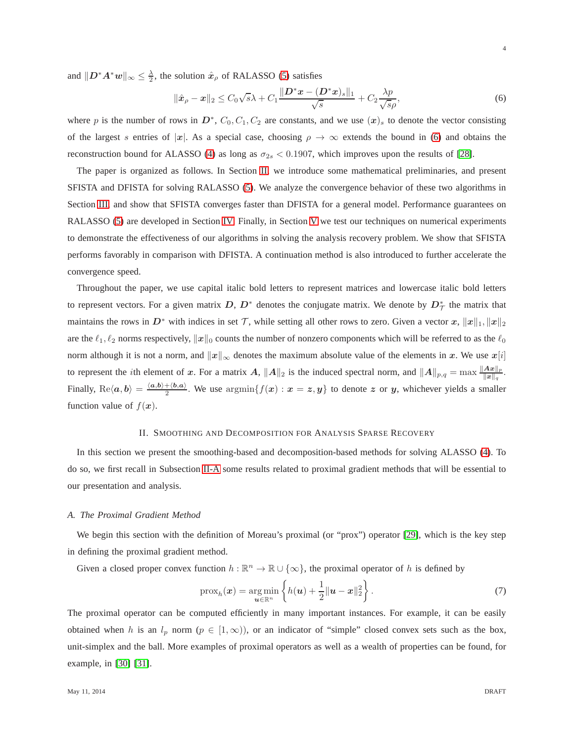and $\|\boldsymbol{D}^*\boldsymbol{A}^*\boldsymbol{w}\|_\infty \leq \frac{\lambda}{2}$, the solution $\hat{\boldsymbol{x}}_\rho$ of RALASSO (5) satisfies

$$\|\hat{\boldsymbol{x}}_\rho - \boldsymbol{x}\|_2 \leq C_0\sqrt{s}\lambda + C_1\frac{\|\boldsymbol{D}^*\boldsymbol{x} - (\boldsymbol{D}^*\boldsymbol{x})_s\|_1}{\sqrt{s}} + C_2\frac{\lambda p}{\sqrt{s}\rho}, \tag{6}$$

where $p$ is the number of rows in $\boldsymbol{D}^*$, $C_0, C_1, C_2$ are constants, and we use $(\boldsymbol{x})_s$ to denote the vector consisting of the largest $s$ entries of $|\boldsymbol{x}|$. As a special case, choosing $\rho \to \infty$ extends the bound in (6) and obtains the reconstruction bound for ALASSO (4) as long as $\sigma_{2s} < 0.1907$, which improves upon the results of [28].

The paper is organized as follows. In Section II, we introduce some mathematical preliminaries, and present SFISTA and DFISTA for solving RALASSO (5). We analyze the convergence behavior of these two algorithms in Section III and show that SFISTA converges faster than DFISTA for a general model. Performance guarantees on RALASSO (5) are developed in Section IV. Finally, in Section V we test our techniques on numerical experiments to demonstrate the effectiveness of our algorithms in solving the analysis recovery problem. We show that SFISTA performs favorably in comparison with DFISTA. A continuation method is also introduced to further accelerate the convergence speed.

Throughout the paper, we use capital italic bold letters to represent matrices and lowercase italic bold letters to represent vectors. For a given matrix $\boldsymbol{D}$, $\boldsymbol{D}^*$ denotes the conjugate matrix. We denote by $\boldsymbol{D}^*_{\mathcal{T}}$ the matrix that maintains the rows in $\boldsymbol{D}^*$ with indices in set $\mathcal{T}$, while setting all other rows to zero. Given a vector $\boldsymbol{x}$, $\|\boldsymbol{x}\|_1, \|\boldsymbol{x}\|_2$ are the $\ell_1, \ell_2$ norms respectively, $\|\boldsymbol{x}\|_0$ counts the number of nonzero components which will be referred to as the $\ell_0$ norm although it is not a norm, and $\|\boldsymbol{x}\|_\infty$ denotes the maximum absolute value of the elements in $\boldsymbol{x}$. We use $\boldsymbol{x}[i]$ to represent the $i$th element of $\boldsymbol{x}$. For a matrix $\boldsymbol{A}$, $\|\boldsymbol{A}\|_2$ is the induced spectral norm, and $\|\boldsymbol{A}\|_{p,q} = \max \frac{\|\boldsymbol{A}\boldsymbol{x}\|_p}{\|\boldsymbol{x}\|_q}$. Finally, $\mathrm{Re}\langle \boldsymbol{a}, \boldsymbol{b}\rangle = \frac{\langle \boldsymbol{a}, \boldsymbol{b}\rangle + \langle \boldsymbol{b}, \boldsymbol{a}\rangle}{2}$. We use $\mathrm{argmin}\{f(\boldsymbol{x}) : \boldsymbol{x} = \boldsymbol{z}, \boldsymbol{y}\}$ to denote $\boldsymbol{z}$ or $\boldsymbol{y}$, whichever yields a smaller function value of $f(\boldsymbol{x})$.

## II. Smoothing and Decomposition for Analysis Sparse Recovery

In this section we present the smoothing-based and decomposition-based methods for solving ALASSO (4). To do so, we first recall in Subsection II-A some results related to proximal gradient methods that will be essential to our presentation and analysis.

### A. The Proximal Gradient Method

We begin this section with the definition of Moreau's proximal (or "prox") operator [29], which is the key step in defining the proximal gradient method.

Given a closed proper convex function $h : \mathbb{R}^n \to \mathbb{R} \cup \{\infty\}$, the proximal operator of $h$ is defined by

$$\mathrm{prox}_h(\boldsymbol{x}) = \underset{\boldsymbol{u}\in\mathbb{R}^n}{\arg\min}\left\{h(\boldsymbol{u}) + \frac{1}{2}\|\boldsymbol{u} - \boldsymbol{x}\|_2^2\right\}. \tag{7}$$

The proximal operator can be computed efficiently in many important instances. For example, it can be easily obtained when $h$ is an $l_p$ norm ($p \in [1, \infty)$), or an indicator of "simple" closed convex sets such as the box, unit-simplex and the ball. More examples of proximal operators as well as a wealth of properties can be found, for example, in [30] [31].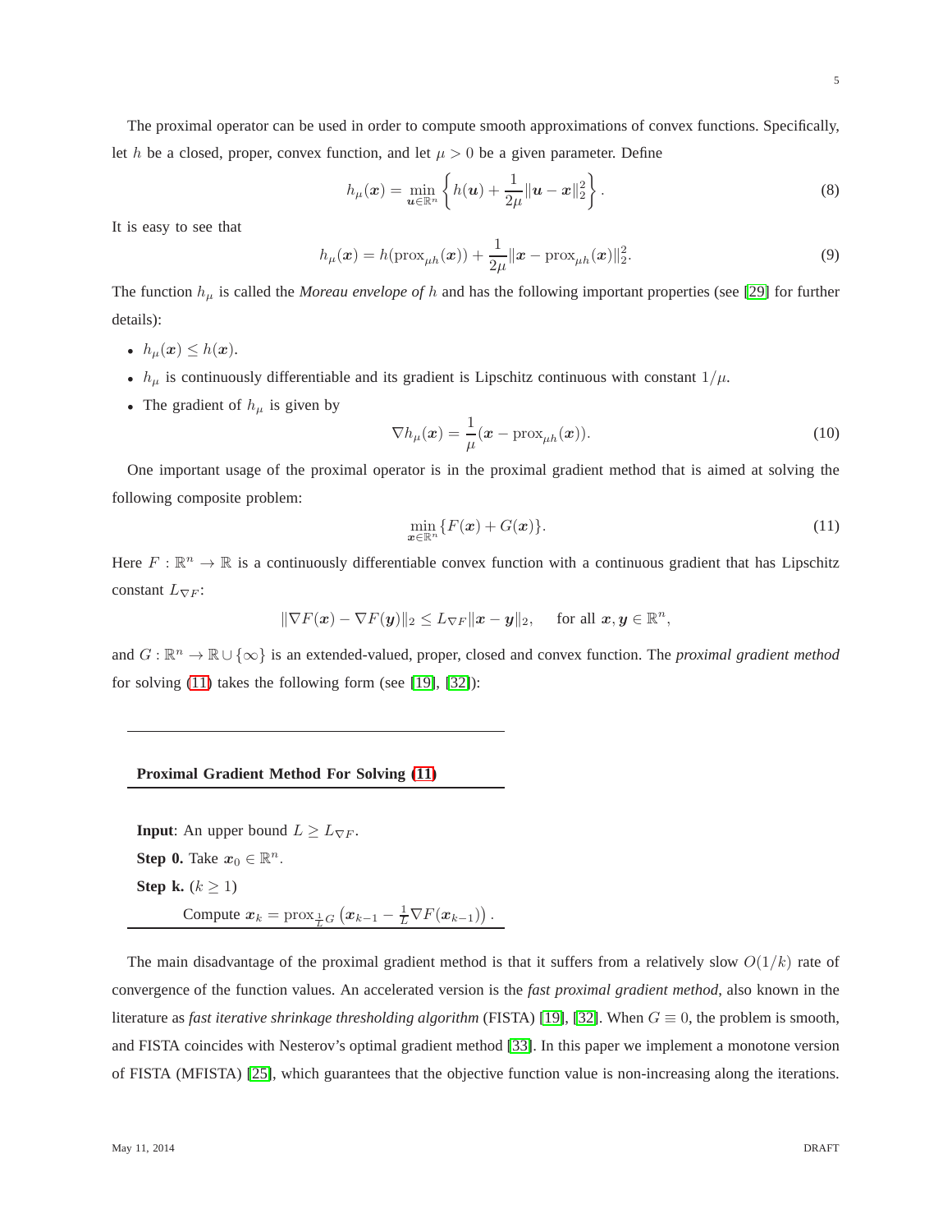The proximal operator can be used in order to compute smooth approximations of convex functions. Specifically, let $h$ be a closed, proper, convex function, and let $\mu > 0$ be a given parameter. Define

$$h_\mu(\boldsymbol{x}) = \min_{\boldsymbol{u} \in \mathbb{R}^n} \left\{ h(\boldsymbol{u}) + \frac{1}{2\mu}\|\boldsymbol{u} - \boldsymbol{x}\|_2^2 \right\}. \tag{8}$$

It is easy to see that

$$h_\mu(\boldsymbol{x}) = h(\text{prox}_{\mu h}(\boldsymbol{x})) + \frac{1}{2\mu}\|\boldsymbol{x} - \text{prox}_{\mu h}(\boldsymbol{x})\|_2^2. \tag{9}$$

The function $h_\mu$ is called the *Moreau envelope of* $h$ and has the following important properties (see [29] for further details):

- $h_\mu(\boldsymbol{x}) \leq h(\boldsymbol{x})$.
- $h_\mu$ is continuously differentiable and its gradient is Lipschitz continuous with constant $1/\mu$.
- The gradient of $h_\mu$ is given by

$$\nabla h_\mu(\boldsymbol{x}) = \frac{1}{\mu}(\boldsymbol{x} - \text{prox}_{\mu h}(\boldsymbol{x})). \tag{10}$$

One important usage of the proximal operator is in the proximal gradient method that is aimed at solving the following composite problem:

$$\min_{\boldsymbol{x} \in \mathbb{R}^n} \{F(\boldsymbol{x}) + G(\boldsymbol{x})\}. \tag{11}$$

Here $F : \mathbb{R}^n \to \mathbb{R}$ is a continuously differentiable convex function with a continuous gradient that has Lipschitz constant $L_{\nabla F}$:

$$\|\nabla F(\boldsymbol{x}) - \nabla F(\boldsymbol{y})\|_2 \leq L_{\nabla F}\|\boldsymbol{x} - \boldsymbol{y}\|_2, \quad \text{for all } \boldsymbol{x}, \boldsymbol{y} \in \mathbb{R}^n,$$

and $G : \mathbb{R}^n \to \mathbb{R} \cup \{\infty\}$ is an extended-valued, proper, closed and convex function. The *proximal gradient method* for solving (11) takes the following form (see [19], [32]):

---

**Proximal Gradient Method For Solving (11)**

---

**Input**: An upper bound $L \geq L_{\nabla F}$.

**Step 0.** Take $\boldsymbol{x}_0 \in \mathbb{R}^n$.

**Step k.** ($k \geq 1$)

Compute $\boldsymbol{x}_k = \text{prox}_{\frac{1}{L}G}\left(\boldsymbol{x}_{k-1} - \frac{1}{L}\nabla F(\boldsymbol{x}_{k-1})\right)$.

---

The main disadvantage of the proximal gradient method is that it suffers from a relatively slow $O(1/k)$ rate of convergence of the function values. An accelerated version is the *fast proximal gradient method*, also known in the literature as *fast iterative shrinkage thresholding algorithm* (FISTA) [19], [32]. When $G \equiv 0$, the problem is smooth, and FISTA coincides with Nesterov's optimal gradient method [33]. In this paper we implement a monotone version of FISTA (MFISTA) [25], which guarantees that the objective function value is non-increasing along the iterations.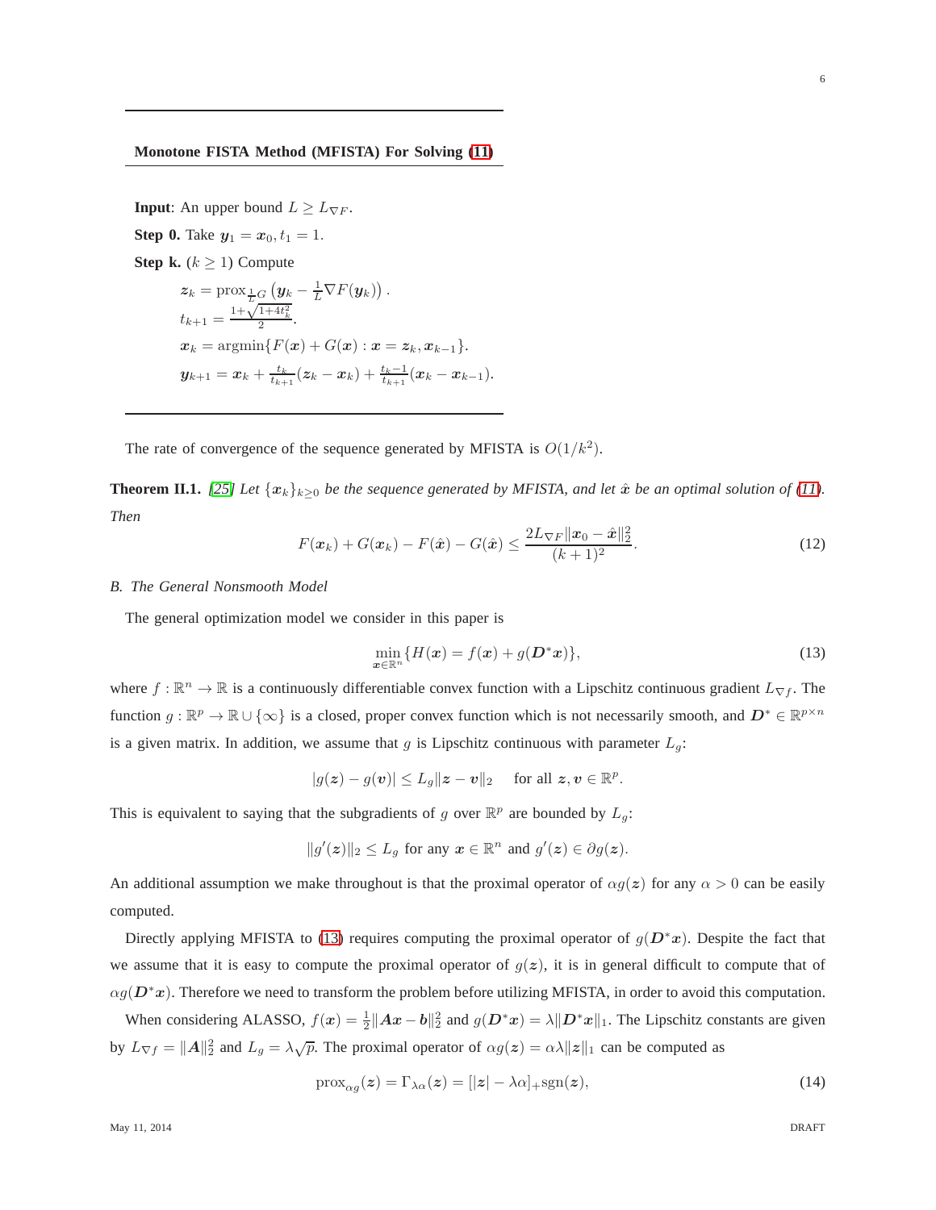---

**Monotone FISTA Method (MFISTA) For Solving (11)**

---

**Input**: An upper bound $L \geq L_{\nabla F}$.

**Step 0.** Take $\boldsymbol{y}_1 = \boldsymbol{x}_0, t_1 = 1$.

**Step k.** ($k \geq 1$) Compute

$$\boldsymbol{z}_k = \operatorname{prox}_{\frac{1}{L}G}\left(\boldsymbol{y}_k - \frac{1}{L}\nabla F(\boldsymbol{y}_k)\right).$$

$$t_{k+1} = \frac{1+\sqrt{1+4t_k^2}}{2}.$$

$$\boldsymbol{x}_k = \operatorname{argmin}\{F(\boldsymbol{x}) + G(\boldsymbol{x}) : \boldsymbol{x} = \boldsymbol{z}_k, \boldsymbol{x}_{k-1}\}.$$

$$\boldsymbol{y}_{k+1} = \boldsymbol{x}_k + \frac{t_k}{t_{k+1}}(\boldsymbol{z}_k - \boldsymbol{x}_k) + \frac{t_k - 1}{t_{k+1}}(\boldsymbol{x}_k - \boldsymbol{x}_{k-1}).$$

---

The rate of convergence of the sequence generated by MFISTA is $O(1/k^2)$.

**Theorem II.1.** *[25] Let $\{\boldsymbol{x}_k\}_{k\geq 0}$ be the sequence generated by MFISTA, and let $\hat{\boldsymbol{x}}$ be an optimal solution of (11). Then*

$$F(\boldsymbol{x}_k) + G(\boldsymbol{x}_k) - F(\hat{\boldsymbol{x}}) - G(\hat{\boldsymbol{x}}) \leq \frac{2L_{\nabla F}\|\boldsymbol{x}_0 - \hat{\boldsymbol{x}}\|_2^2}{(k+1)^2}. \tag{12}$$

### *B. The General Nonsmooth Model*

The general optimization model we consider in this paper is

$$\min_{\boldsymbol{x}\in\mathbb{R}^n}\{H(\boldsymbol{x}) = f(\boldsymbol{x}) + g(\boldsymbol{D}^*\boldsymbol{x})\}, \tag{13}$$

where $f : \mathbb{R}^n \to \mathbb{R}$ is a continuously differentiable convex function with a Lipschitz continuous gradient $L_{\nabla f}$. The function $g : \mathbb{R}^p \to \mathbb{R} \cup \{\infty\}$ is a closed, proper convex function which is not necessarily smooth, and $\boldsymbol{D}^* \in \mathbb{R}^{p\times n}$ is a given matrix. In addition, we assume that $g$ is Lipschitz continuous with parameter $L_g$:

$$|g(\boldsymbol{z}) - g(\boldsymbol{v})| \leq L_g\|\boldsymbol{z} - \boldsymbol{v}\|_2 \quad \text{for all } \boldsymbol{z}, \boldsymbol{v} \in \mathbb{R}^p.$$

This is equivalent to saying that the subgradients of $g$ over $\mathbb{R}^p$ are bounded by $L_g$:

$$\|g'(\boldsymbol{z})\|_2 \leq L_g \text{ for any } \boldsymbol{x} \in \mathbb{R}^n \text{ and } g'(\boldsymbol{z}) \in \partial g(\boldsymbol{z}).$$

An additional assumption we make throughout is that the proximal operator of $\alpha g(\boldsymbol{z})$ for any $\alpha > 0$ can be easily computed.

Directly applying MFISTA to (13) requires computing the proximal operator of $g(\boldsymbol{D}^*\boldsymbol{x})$. Despite the fact that we assume that it is easy to compute the proximal operator of $g(\boldsymbol{z})$, it is in general difficult to compute that of $\alpha g(\boldsymbol{D}^*\boldsymbol{x})$. Therefore we need to transform the problem before utilizing MFISTA, in order to avoid this computation.

When considering ALASSO, $f(\boldsymbol{x}) = \frac{1}{2}\|\boldsymbol{A}\boldsymbol{x} - \boldsymbol{b}\|_2^2$ and $g(\boldsymbol{D}^*\boldsymbol{x}) = \lambda\|\boldsymbol{D}^*\boldsymbol{x}\|_1$. The Lipschitz constants are given by $L_{\nabla f} = \|\boldsymbol{A}\|_2^2$ and $L_g = \lambda\sqrt{p}$. The proximal operator of $\alpha g(\boldsymbol{z}) = \alpha\lambda\|\boldsymbol{z}\|_1$ can be computed as

$$\operatorname{prox}_{\alpha g}(\boldsymbol{z}) = \Gamma_{\lambda\alpha}(\boldsymbol{z}) = [|\boldsymbol{z}| - \lambda\alpha]_+\operatorname{sgn}(\boldsymbol{z}), \tag{14}$$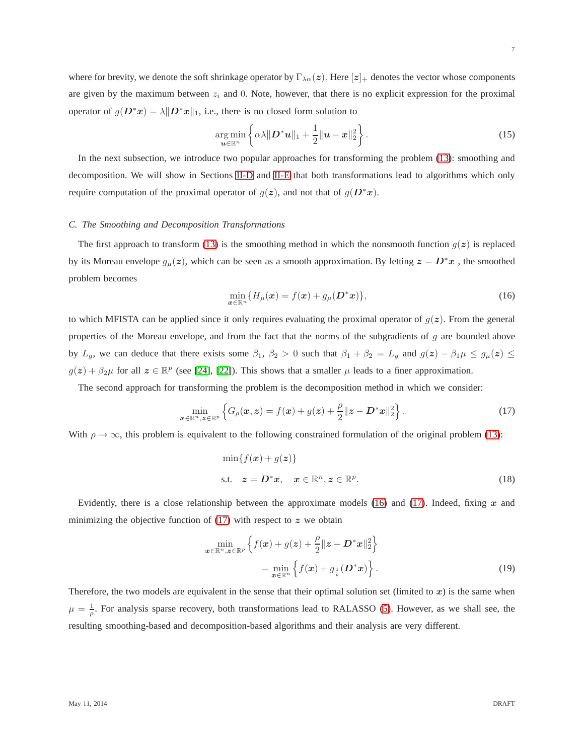where for brevity, we denote the soft shrinkage operator by $\Gamma_{\lambda\alpha}(\boldsymbol{z})$. Here $[\boldsymbol{z}]_+$ denotes the vector whose components are given by the maximum between $z_i$ and $0$. Note, however, that there is no explicit expression for the proximal operator of $g(\boldsymbol{D}^*\boldsymbol{x}) = \lambda\|\boldsymbol{D}^*\boldsymbol{x}\|_1$, i.e., there is no closed form solution to

$$\arg\min_{\boldsymbol{u}\in\mathbb{R}^n} \left\{ \alpha\lambda\|\boldsymbol{D}^*\boldsymbol{u}\|_1 + \frac{1}{2}\|\boldsymbol{u}-\boldsymbol{x}\|_2^2 \right\}. \tag{15}$$

In the next subsection, we introduce two popular approaches for transforming the problem (13): smoothing and decomposition. We will show in Sections II-D and II-E that both transformations lead to algorithms which only require computation of the proximal operator of $g(\boldsymbol{z})$, and not that of $g(\boldsymbol{D}^*\boldsymbol{x})$.

### C. The Smoothing and Decomposition Transformations

The first approach to transform (13) is the smoothing method in which the nonsmooth function $g(\boldsymbol{z})$ is replaced by its Moreau envelope $g_\mu(\boldsymbol{z})$, which can be seen as a smooth approximation. By letting $\boldsymbol{z} = \boldsymbol{D}^*\boldsymbol{x}$ , the smoothed problem becomes

$$\min_{\boldsymbol{x}\in\mathbb{R}^n} \{ H_\mu(\boldsymbol{x}) = f(\boldsymbol{x}) + g_\mu(\boldsymbol{D}^*\boldsymbol{x}) \}, \tag{16}$$

to which MFISTA can be applied since it only requires evaluating the proximal operator of $g(\boldsymbol{z})$. From the general properties of the Moreau envelope, and from the fact that the norms of the subgradients of $g$ are bounded above by $L_g$, we can deduce that there exists some $\beta_1$, $\beta_2 > 0$ such that $\beta_1 + \beta_2 = L_g$ and $g(\boldsymbol{z}) - \beta_1\mu \leq g_\mu(\boldsymbol{z}) \leq g(\boldsymbol{z}) + \beta_2\mu$ for all $\boldsymbol{z} \in \mathbb{R}^p$ (see [24], [22]). This shows that a smaller $\mu$ leads to a finer approximation.

The second approach for transforming the problem is the decomposition method in which we consider:

$$\min_{\boldsymbol{x}\in\mathbb{R}^n, \boldsymbol{z}\in\mathbb{R}^p} \left\{ G_\rho(\boldsymbol{x},\boldsymbol{z}) = f(\boldsymbol{x}) + g(\boldsymbol{z}) + \frac{\rho}{2}\|\boldsymbol{z} - \boldsymbol{D}^*\boldsymbol{x}\|_2^2 \right\}. \tag{17}$$

With $\rho \to \infty$, this problem is equivalent to the following constrained formulation of the original problem (13):

$$\begin{aligned} &\min\{f(\boldsymbol{x}) + g(\boldsymbol{z})\} \\ &\text{s.t.} \quad \boldsymbol{z} = \boldsymbol{D}^*\boldsymbol{x}, \quad \boldsymbol{x} \in \mathbb{R}^n, \boldsymbol{z} \in \mathbb{R}^p. \end{aligned} \tag{18}$$

Evidently, there is a close relationship between the approximate models (16) and (17). Indeed, fixing $\boldsymbol{x}$ and minimizing the objective function of (17) with respect to $\boldsymbol{z}$ we obtain

$$\begin{aligned} &\min_{\boldsymbol{x}\in\mathbb{R}^n, \boldsymbol{z}\in\mathbb{R}^p} \left\{ f(\boldsymbol{x}) + g(\boldsymbol{z}) + \frac{\rho}{2}\|\boldsymbol{z} - \boldsymbol{D}^*\boldsymbol{x}\|_2^2 \right\} \\ &\qquad = \min_{\boldsymbol{x}\in\mathbb{R}^n} \left\{ f(\boldsymbol{x}) + g_{\frac{1}{\rho}}(\boldsymbol{D}^*\boldsymbol{x}) \right\}. \end{aligned} \tag{19}$$

Therefore, the two models are equivalent in the sense that their optimal solution set (limited to $\boldsymbol{x}$) is the same when $\mu = \frac{1}{\rho}$. For analysis sparse recovery, both transformations lead to RALASSO (5). However, as we shall see, the resulting smoothing-based and decomposition-based algorithms and their analysis are very different.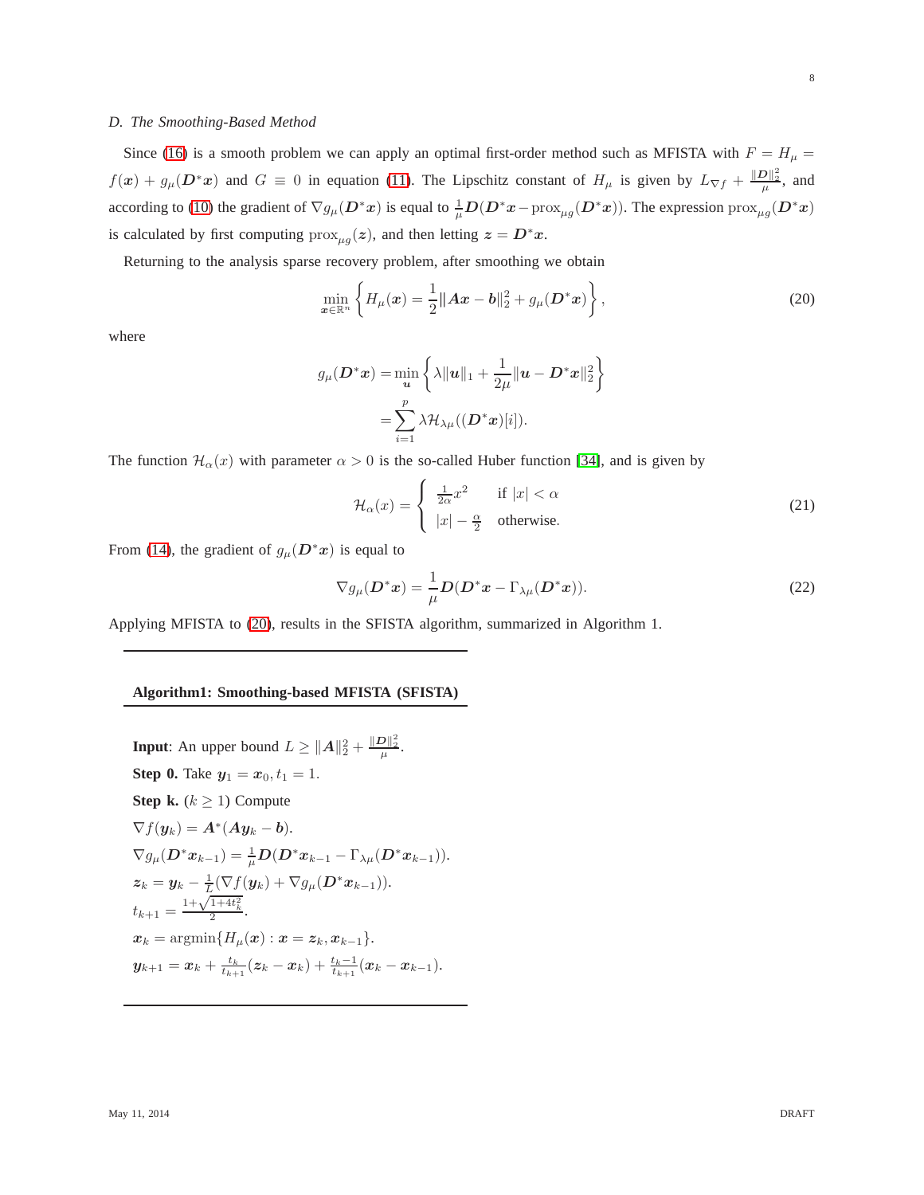### D. The Smoothing-Based Method

Since (16) is a smooth problem we can apply an optimal first-order method such as MFISTA with $F = H_\mu = f(\boldsymbol{x}) + g_\mu(\boldsymbol{D}^*\boldsymbol{x})$ and $G \equiv 0$ in equation (11). The Lipschitz constant of $H_\mu$ is given by $L_{\nabla f} + \frac{\|\boldsymbol{D}\|_2^2}{\mu}$, and according to (10) the gradient of $\nabla g_\mu(\boldsymbol{D}^*\boldsymbol{x})$ is equal to $\frac{1}{\mu}\boldsymbol{D}(\boldsymbol{D}^*\boldsymbol{x} - \text{prox}_{\mu g}(\boldsymbol{D}^*\boldsymbol{x}))$. The expression $\text{prox}_{\mu g}(\boldsymbol{D}^*\boldsymbol{x})$ is calculated by first computing $\text{prox}_{\mu g}(\boldsymbol{z})$, and then letting $\boldsymbol{z} = \boldsymbol{D}^*\boldsymbol{x}$.

Returning to the analysis sparse recovery problem, after smoothing we obtain

$$\min_{\boldsymbol{x}\in\mathbb{R}^n} \left\{ H_\mu(\boldsymbol{x}) = \frac{1}{2}\|\boldsymbol{A}\boldsymbol{x} - \boldsymbol{b}\|_2^2 + g_\mu(\boldsymbol{D}^*\boldsymbol{x}) \right\}, \tag{20}$$

where

$$\begin{aligned} g_\mu(\boldsymbol{D}^*\boldsymbol{x}) &= \min_{\boldsymbol{u}} \left\{ \lambda\|\boldsymbol{u}\|_1 + \frac{1}{2\mu}\|\boldsymbol{u} - \boldsymbol{D}^*\boldsymbol{x}\|_2^2 \right\} \\ &= \sum_{i=1}^{p} \lambda \mathcal{H}_{\lambda\mu}((\boldsymbol{D}^*\boldsymbol{x})[i]). \end{aligned}$$

The function $\mathcal{H}_\alpha(x)$ with parameter $\alpha > 0$ is the so-called Huber function [34], and is given by

$$\mathcal{H}_\alpha(x) = \begin{cases} \frac{1}{2\alpha}x^2 & \text{if } |x| < \alpha \\ |x| - \frac{\alpha}{2} & \text{otherwise.} \end{cases} \tag{21}$$

From (14), the gradient of $g_\mu(\boldsymbol{D}^*\boldsymbol{x})$ is equal to

$$\nabla g_\mu(\boldsymbol{D}^*\boldsymbol{x}) = \frac{1}{\mu}\boldsymbol{D}(\boldsymbol{D}^*\boldsymbol{x} - \Gamma_{\lambda\mu}(\boldsymbol{D}^*\boldsymbol{x})). \tag{22}$$

Applying MFISTA to (20), results in the SFISTA algorithm, summarized in Algorithm 1.

---

**Algorithm1: Smoothing-based MFISTA (SFISTA)**

---

**Input**: An upper bound $L \geq \|\boldsymbol{A}\|_2^2 + \frac{\|\boldsymbol{D}\|_2^2}{\mu}$.

**Step 0.** Take $\boldsymbol{y}_1 = \boldsymbol{x}_0, t_1 = 1$.

**Step k.** ($k \geq 1$) Compute

$\nabla f(\boldsymbol{y}_k) = \boldsymbol{A}^*(\boldsymbol{A}\boldsymbol{y}_k - \boldsymbol{b})$.

$\nabla g_\mu(\boldsymbol{D}^*\boldsymbol{x}_{k-1}) = \frac{1}{\mu}\boldsymbol{D}(\boldsymbol{D}^*\boldsymbol{x}_{k-1} - \Gamma_{\lambda\mu}(\boldsymbol{D}^*\boldsymbol{x}_{k-1}))$.

$\boldsymbol{z}_k = \boldsymbol{y}_k - \frac{1}{L}(\nabla f(\boldsymbol{y}_k) + \nabla g_\mu(\boldsymbol{D}^*\boldsymbol{x}_{k-1}))$.

$t_{k+1} = \frac{1+\sqrt{1+4t_k^2}}{2}$.

$\boldsymbol{x}_k = \text{argmin}\{H_\mu(\boldsymbol{x}) : \boldsymbol{x} = \boldsymbol{z}_k, \boldsymbol{x}_{k-1}\}$.

$\boldsymbol{y}_{k+1} = \boldsymbol{x}_k + \frac{t_k}{t_{k+1}}(\boldsymbol{z}_k - \boldsymbol{x}_k) + \frac{t_k - 1}{t_{k+1}}(\boldsymbol{x}_k - \boldsymbol{x}_{k-1})$.

---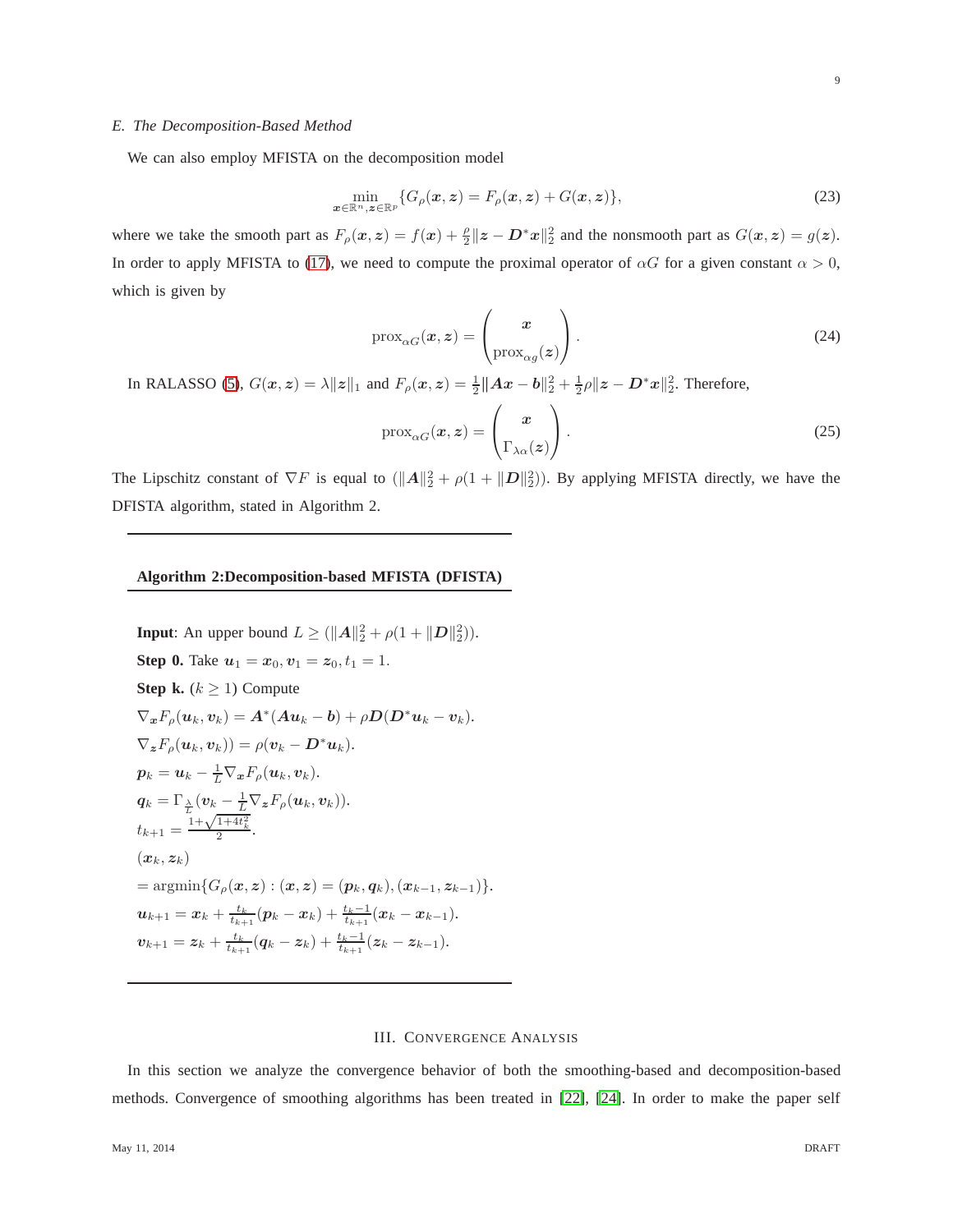### E. The Decomposition-Based Method

We can also employ MFISTA on the decomposition model

$$\min_{\boldsymbol{x}\in\mathbb{R}^n,\boldsymbol{z}\in\mathbb{R}^p}\{G_\rho(\boldsymbol{x},\boldsymbol{z})=F_\rho(\boldsymbol{x},\boldsymbol{z})+G(\boldsymbol{x},\boldsymbol{z})\}, \tag{23}$$

where we take the smooth part as $F_\rho(\boldsymbol{x},\boldsymbol{z})=f(\boldsymbol{x})+\frac{\rho}{2}\|\boldsymbol{z}-\boldsymbol{D}^*\boldsymbol{x}\|_2^2$ and the nonsmooth part as $G(\boldsymbol{x},\boldsymbol{z})=g(\boldsymbol{z})$. In order to apply MFISTA to (17), we need to compute the proximal operator of $\alpha G$ for a given constant $\alpha>0$, which is given by

$$\mathrm{prox}_{\alpha G}(\boldsymbol{x},\boldsymbol{z})=\begin{pmatrix}\boldsymbol{x}\\ \mathrm{prox}_{\alpha g}(\boldsymbol{z})\end{pmatrix}. \tag{24}$$

In RALASSO (5), $G(\boldsymbol{x},\boldsymbol{z})=\lambda\|\boldsymbol{z}\|_1$ and $F_\rho(\boldsymbol{x},\boldsymbol{z})=\frac{1}{2}\|\boldsymbol{A}\boldsymbol{x}-\boldsymbol{b}\|_2^2+\frac{1}{2}\rho\|\boldsymbol{z}-\boldsymbol{D}^*\boldsymbol{x}\|_2^2$. Therefore,

$$\mathrm{prox}_{\alpha G}(\boldsymbol{x},\boldsymbol{z})=\begin{pmatrix}\boldsymbol{x}\\ \Gamma_{\lambda\alpha}(\boldsymbol{z})\end{pmatrix}. \tag{25}$$

The Lipschitz constant of $\nabla F$ is equal to $(\|\boldsymbol{A}\|_2^2+\rho(1+\|\boldsymbol{D}\|_2^2))$. By applying MFISTA directly, we have the DFISTA algorithm, stated in Algorithm 2.

---

**Algorithm 2:Decomposition-based MFISTA (DFISTA)**

---

**Input**: An upper bound $L\geq(\|\boldsymbol{A}\|_2^2+\rho(1+\|\boldsymbol{D}\|_2^2))$.

**Step 0.** Take $\boldsymbol{u}_1=\boldsymbol{x}_0,\boldsymbol{v}_1=\boldsymbol{z}_0,t_1=1$.

**Step k.** ($k\geq 1$) Compute

$\nabla_{\boldsymbol{x}}F_\rho(\boldsymbol{u}_k,\boldsymbol{v}_k)=\boldsymbol{A}^*(\boldsymbol{A}\boldsymbol{u}_k-\boldsymbol{b})+\rho\boldsymbol{D}(\boldsymbol{D}^*\boldsymbol{u}_k-\boldsymbol{v}_k)$.

$\nabla_{\boldsymbol{z}}F_\rho(\boldsymbol{u}_k,\boldsymbol{v}_k))=\rho(\boldsymbol{v}_k-\boldsymbol{D}^*\boldsymbol{u}_k)$.

$\boldsymbol{p}_k=\boldsymbol{u}_k-\frac{1}{L}\nabla_{\boldsymbol{x}}F_\rho(\boldsymbol{u}_k,\boldsymbol{v}_k)$.

$\boldsymbol{q}_k=\Gamma_{\frac{\lambda}{L}}(\boldsymbol{v}_k-\frac{1}{L}\nabla_{\boldsymbol{z}}F_\rho(\boldsymbol{u}_k,\boldsymbol{v}_k))$.

$t_{k+1}=\frac{1+\sqrt{1+4t_k^2}}{2}$.

$(\boldsymbol{x}_k,\boldsymbol{z}_k)$

$=\mathrm{argmin}\{G_\rho(\boldsymbol{x},\boldsymbol{z}):(\boldsymbol{x},\boldsymbol{z})=(\boldsymbol{p}_k,\boldsymbol{q}_k),(\boldsymbol{x}_{k-1},\boldsymbol{z}_{k-1})\}$.

$\boldsymbol{u}_{k+1}=\boldsymbol{x}_k+\frac{t_k}{t_{k+1}}(\boldsymbol{p}_k-\boldsymbol{x}_k)+\frac{t_k-1}{t_{k+1}}(\boldsymbol{x}_k-\boldsymbol{x}_{k-1})$.

$\boldsymbol{v}_{k+1}=\boldsymbol{z}_k+\frac{t_k}{t_{k+1}}(\boldsymbol{q}_k-\boldsymbol{z}_k)+\frac{t_k-1}{t_{k+1}}(\boldsymbol{z}_k-\boldsymbol{z}_{k-1})$.

---

## III. Convergence Analysis

In this section we analyze the convergence behavior of both the smoothing-based and decomposition-based methods. Convergence of smoothing algorithms has been treated in [22], [24]. In order to make the paper self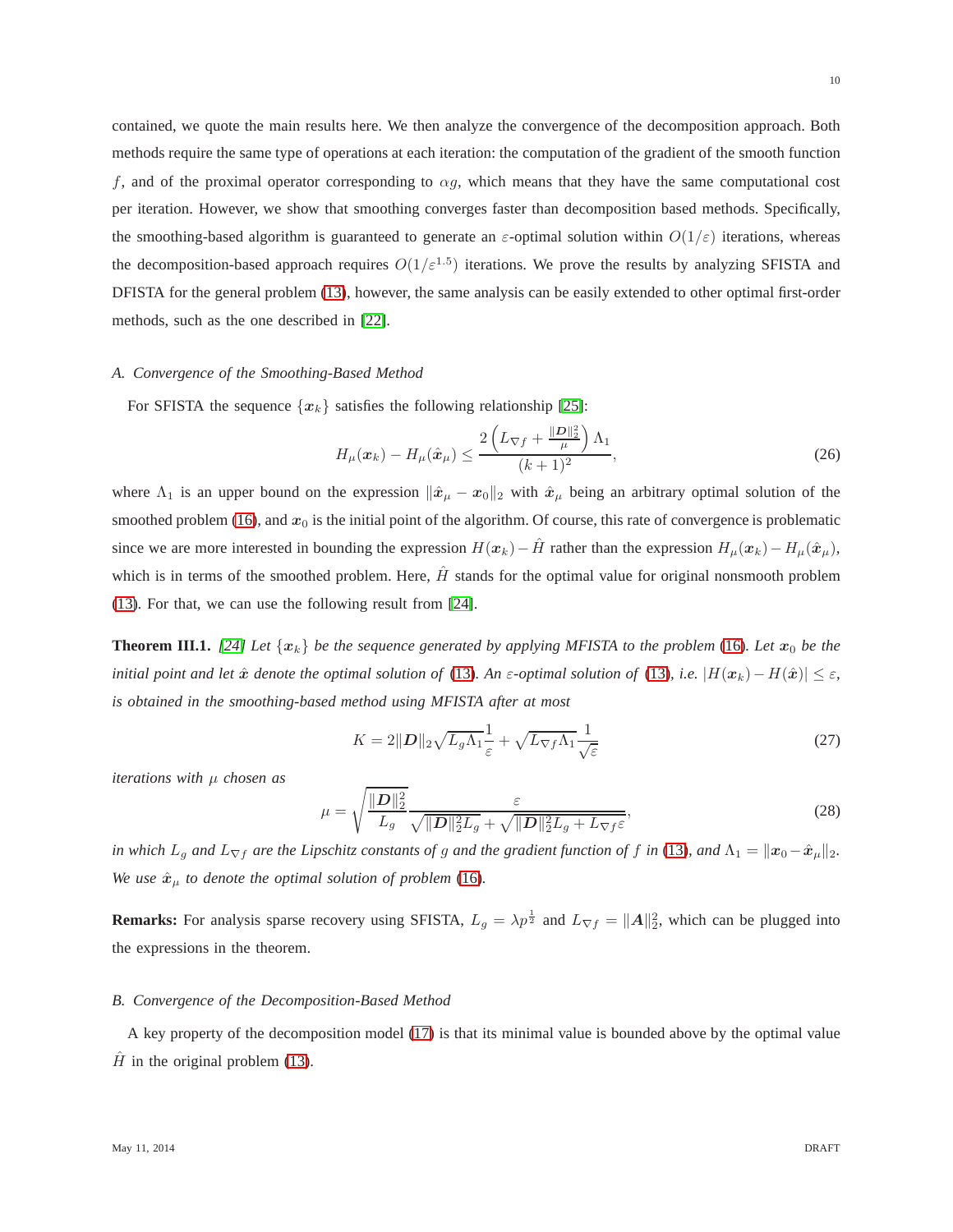contained, we quote the main results here. We then analyze the convergence of the decomposition approach. Both methods require the same type of operations at each iteration: the computation of the gradient of the smooth function $f$, and of the proximal operator corresponding to $\alpha g$, which means that they have the same computational cost per iteration. However, we show that smoothing converges faster than decomposition based methods. Specifically, the smoothing-based algorithm is guaranteed to generate an $\varepsilon$-optimal solution within $O(1/\varepsilon)$ iterations, whereas the decomposition-based approach requires $O(1/\varepsilon^{1.5})$ iterations. We prove the results by analyzing SFISTA and DFISTA for the general problem (13), however, the same analysis can be easily extended to other optimal first-order methods, such as the one described in [22].

### A. Convergence of the Smoothing-Based Method

For SFISTA the sequence $\{\boldsymbol{x}_k\}$ satisfies the following relationship [25]:

$$H_\mu(\boldsymbol{x}_k) - H_\mu(\hat{\boldsymbol{x}}_\mu) \leq \frac{2\left(L_{\nabla f} + \frac{\|\boldsymbol{D}\|_2^2}{\mu}\right)\Lambda_1}{(k+1)^2}, \tag{26}$$

where $\Lambda_1$ is an upper bound on the expression $\|\hat{\boldsymbol{x}}_\mu - \boldsymbol{x}_0\|_2$ with $\hat{\boldsymbol{x}}_\mu$ being an arbitrary optimal solution of the smoothed problem (16), and $\boldsymbol{x}_0$ is the initial point of the algorithm. Of course, this rate of convergence is problematic since we are more interested in bounding the expression $H(\boldsymbol{x}_k) - \hat{H}$ rather than the expression $H_\mu(\boldsymbol{x}_k) - H_\mu(\hat{\boldsymbol{x}}_\mu)$, which is in terms of the smoothed problem. Here, $\hat{H}$ stands for the optimal value for original nonsmooth problem (13). For that, we can use the following result from [24].

**Theorem III.1.** *[24] Let $\{\boldsymbol{x}_k\}$ be the sequence generated by applying MFISTA to the problem (16). Let $\boldsymbol{x}_0$ be the initial point and let $\hat{\boldsymbol{x}}$ denote the optimal solution of (13). An $\varepsilon$-optimal solution of (13), i.e. $|H(\boldsymbol{x}_k) - H(\hat{\boldsymbol{x}})| \leq \varepsilon$, is obtained in the smoothing-based method using MFISTA after at most*

$$K = 2\|\boldsymbol{D}\|_2\sqrt{L_g\Lambda_1}\frac{1}{\varepsilon} + \sqrt{L_{\nabla f}\Lambda_1}\frac{1}{\sqrt{\varepsilon}} \tag{27}$$

*iterations with $\mu$ chosen as*

$$\mu = \sqrt{\frac{\|\boldsymbol{D}\|_2^2}{L_g}}\frac{\varepsilon}{\sqrt{\|\boldsymbol{D}\|_2^2 L_g} + \sqrt{\|\boldsymbol{D}\|_2^2 L_g + L_{\nabla f}\varepsilon}}, \tag{28}$$

*in which $L_g$ and $L_{\nabla f}$ are the Lipschitz constants of $g$ and the gradient function of $f$ in (13), and $\Lambda_1 = \|\boldsymbol{x}_0 - \hat{\boldsymbol{x}}_\mu\|_2$. We use $\hat{\boldsymbol{x}}_\mu$ to denote the optimal solution of problem (16).*

**Remarks:** For analysis sparse recovery using SFISTA, $L_g = \lambda p^{\frac{1}{2}}$ and $L_{\nabla f} = \|\boldsymbol{A}\|_2^2$, which can be plugged into the expressions in the theorem.

### B. Convergence of the Decomposition-Based Method

A key property of the decomposition model (17) is that its minimal value is bounded above by the optimal value $\hat{H}$ in the original problem (13).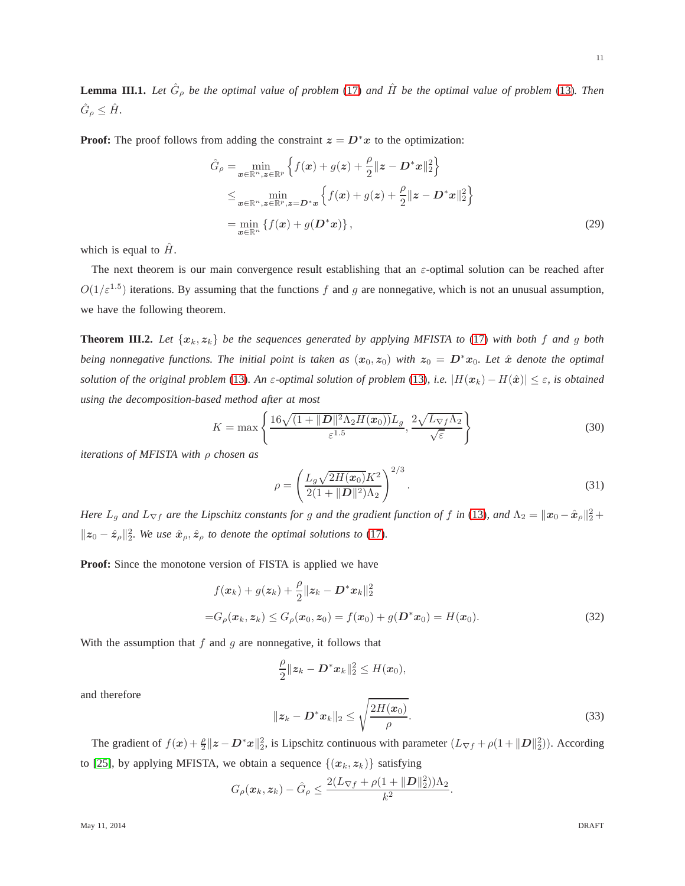**Lemma III.1.** *Let $\hat{G}_\rho$ be the optimal value of problem (17) and $\hat{H}$ be the optimal value of problem (13). Then $\hat{G}_\rho \leq \hat{H}$.*

**Proof:** The proof follows from adding the constraint $\boldsymbol{z} = \boldsymbol{D}^*\boldsymbol{x}$ to the optimization:

$$
\begin{aligned}
\hat{G}_\rho &= \min_{\boldsymbol{x}\in\mathbb{R}^n, \boldsymbol{z}\in\mathbb{R}^p} \left\{ f(\boldsymbol{x}) + g(\boldsymbol{z}) + \frac{\rho}{2}\|\boldsymbol{z} - \boldsymbol{D}^*\boldsymbol{x}\|_2^2 \right\} \\
&\leq \min_{\boldsymbol{x}\in\mathbb{R}^n, \boldsymbol{z}\in\mathbb{R}^p, \boldsymbol{z}=\boldsymbol{D}^*\boldsymbol{x}} \left\{ f(\boldsymbol{x}) + g(\boldsymbol{z}) + \frac{\rho}{2}\|\boldsymbol{z} - \boldsymbol{D}^*\boldsymbol{x}\|_2^2 \right\} \\
&= \min_{\boldsymbol{x}\in\mathbb{R}^n} \left\{ f(\boldsymbol{x}) + g(\boldsymbol{D}^*\boldsymbol{x}) \right\}, \qquad (29)
\end{aligned}
$$

which is equal to $\hat{H}$.

The next theorem is our main convergence result establishing that an $\varepsilon$-optimal solution can be reached after $O(1/\varepsilon^{1.5})$ iterations. By assuming that the functions $f$ and $g$ are nonnegative, which is not an unusual assumption, we have the following theorem.

**Theorem III.2.** *Let $\{\boldsymbol{x}_k, \boldsymbol{z}_k\}$ be the sequences generated by applying MFISTA to (17) with both $f$ and $g$ both being nonnegative functions. The initial point is taken as $(\boldsymbol{x}_0, \boldsymbol{z}_0)$ with $\boldsymbol{z}_0 = \boldsymbol{D}^*\boldsymbol{x}_0$. Let $\hat{\boldsymbol{x}}$ denote the optimal solution of the original problem (13). An $\varepsilon$-optimal solution of problem (13), i.e. $|H(\boldsymbol{x}_k) - H(\hat{\boldsymbol{x}})| \leq \varepsilon$, is obtained using the decomposition-based method after at most*

$$
K = \max\left\{ \frac{16\sqrt{(1+\|\boldsymbol{D}\|^2\Lambda_2 H(\boldsymbol{x}_0))}L_g}{\varepsilon^{1.5}}, \frac{2\sqrt{L_{\nabla f}\Lambda_2}}{\sqrt{\varepsilon}} \right\} \qquad (30)
$$

*iterations of MFISTA with $\rho$ chosen as*

$$
\rho = \left( \frac{L_g\sqrt{2H(\boldsymbol{x}_0)}K^2}{2(1+\|\boldsymbol{D}\|^2)\Lambda_2} \right)^{2/3}. \qquad (31)
$$

*Here $L_g$ and $L_{\nabla f}$ are the Lipschitz constants for $g$ and the gradient function of $f$ in (13), and $\Lambda_2 = \|\boldsymbol{x}_0 - \hat{\boldsymbol{x}}_\rho\|_2^2 + \|\boldsymbol{z}_0 - \hat{\boldsymbol{z}}_\rho\|_2^2$. We use $\hat{\boldsymbol{x}}_\rho, \hat{\boldsymbol{z}}_\rho$ to denote the optimal solutions to (17).*

**Proof:** Since the monotone version of FISTA is applied we have

$$
\begin{aligned}
&f(\boldsymbol{x}_k) + g(\boldsymbol{z}_k) + \frac{\rho}{2}\|\boldsymbol{z}_k - \boldsymbol{D}^*\boldsymbol{x}_k\|_2^2 \\
=&G_\rho(\boldsymbol{x}_k, \boldsymbol{z}_k) \leq G_\rho(\boldsymbol{x}_0, \boldsymbol{z}_0) = f(\boldsymbol{x}_0) + g(\boldsymbol{D}^*\boldsymbol{x}_0) = H(\boldsymbol{x}_0). \qquad (32)
\end{aligned}
$$

With the assumption that $f$ and $g$ are nonnegative, it follows that

$$
\frac{\rho}{2}\|\boldsymbol{z}_k - \boldsymbol{D}^*\boldsymbol{x}_k\|_2^2 \leq H(\boldsymbol{x}_0),
$$

and therefore

$$
\|\boldsymbol{z}_k - \boldsymbol{D}^*\boldsymbol{x}_k\|_2 \leq \sqrt{\frac{2H(\boldsymbol{x}_0)}{\rho}}. \qquad (33)
$$

The gradient of $f(\boldsymbol{x}) + \frac{\rho}{2}\|\boldsymbol{z} - \boldsymbol{D}^*\boldsymbol{x}\|_2^2$, is Lipschitz continuous with parameter $(L_{\nabla f} + \rho(1+\|\boldsymbol{D}\|_2^2))$. According to [25], by applying MFISTA, we obtain a sequence $\{(\boldsymbol{x}_k, \boldsymbol{z}_k)\}$ satisfying

$$
G_\rho(\boldsymbol{x}_k, \boldsymbol{z}_k) - \hat{G}_\rho \leq \frac{2(L_{\nabla f} + \rho(1+\|\boldsymbol{D}\|_2^2))\Lambda_2}{k^2}.
$$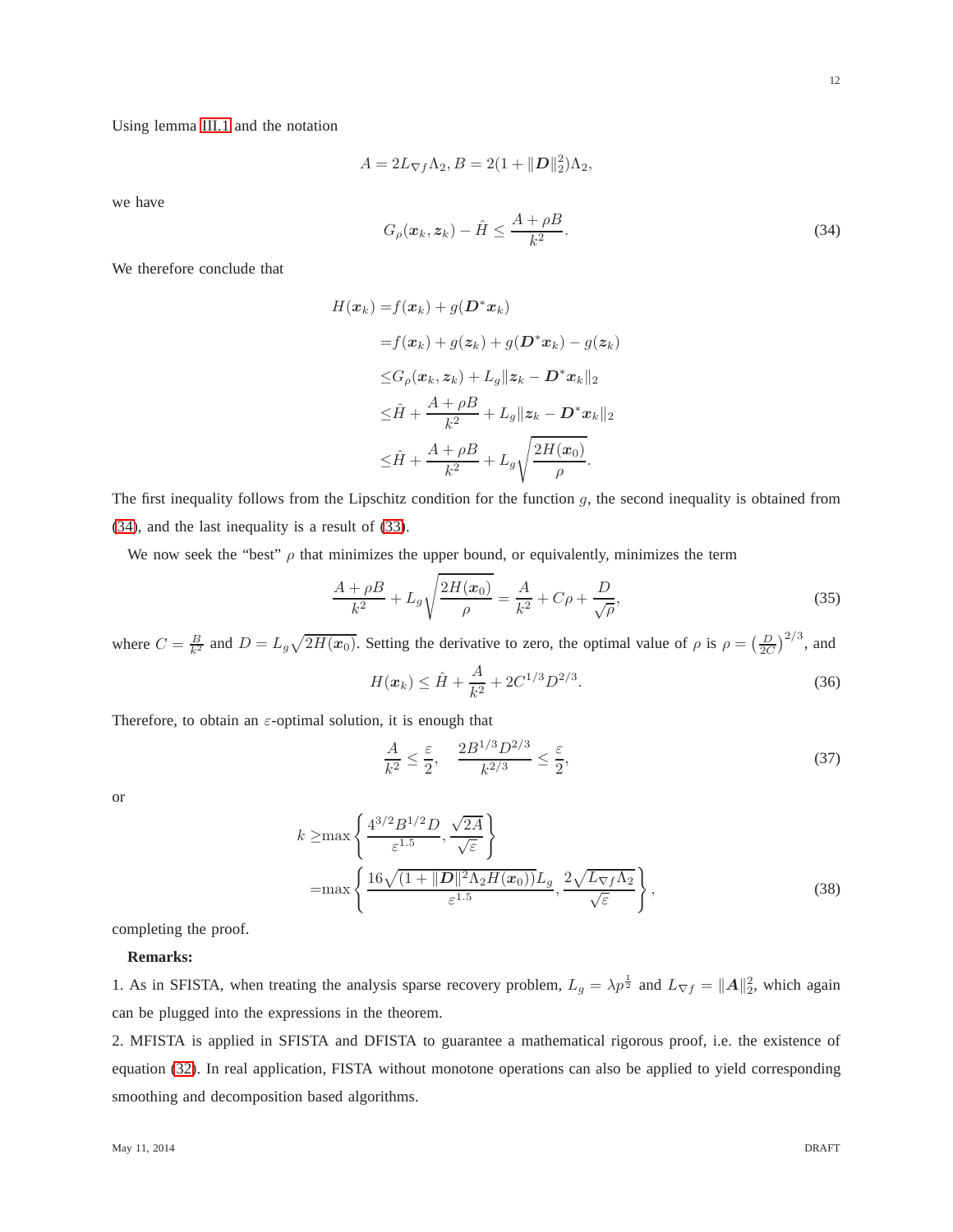Using lemma III.1 and the notation

$$A = 2L_{\nabla f}\Lambda_2, B = 2(1 + \|\boldsymbol{D}\|_2^2)\Lambda_2,$$

we have

$$G_\rho(\boldsymbol{x}_k, \boldsymbol{z}_k) - \hat{H} \leq \frac{A + \rho B}{k^2}. \tag{34}$$

We therefore conclude that

$$\begin{aligned}
H(\boldsymbol{x}_k) =& f(\boldsymbol{x}_k) + g(\boldsymbol{D}^*\boldsymbol{x}_k) \\
=& f(\boldsymbol{x}_k) + g(\boldsymbol{z}_k) + g(\boldsymbol{D}^*\boldsymbol{x}_k) - g(\boldsymbol{z}_k) \\
\leq& G_\rho(\boldsymbol{x}_k, \boldsymbol{z}_k) + L_g\|\boldsymbol{z}_k - \boldsymbol{D}^*\boldsymbol{x}_k\|_2 \\
\leq& \hat{H} + \frac{A + \rho B}{k^2} + L_g\|\boldsymbol{z}_k - \boldsymbol{D}^*\boldsymbol{x}_k\|_2 \\
\leq& \hat{H} + \frac{A + \rho B}{k^2} + L_g\sqrt{\frac{2H(\boldsymbol{x}_0)}{\rho}}.
\end{aligned}$$

The first inequality follows from the Lipschitz condition for the function $g$, the second inequality is obtained from (34), and the last inequality is a result of (33).

We now seek the "best" $\rho$ that minimizes the upper bound, or equivalently, minimizes the term

$$\frac{A + \rho B}{k^2} + L_g\sqrt{\frac{2H(\boldsymbol{x}_0)}{\rho}} = \frac{A}{k^2} + C\rho + \frac{D}{\sqrt{\rho}}, \tag{35}$$

where $C = \frac{B}{k^2}$ and $D = L_g\sqrt{2H(\boldsymbol{x}_0)}$. Setting the derivative to zero, the optimal value of $\rho$ is $\rho = \left(\frac{D}{2C}\right)^{2/3}$, and

$$H(\boldsymbol{x}_k) \leq \hat{H} + \frac{A}{k^2} + 2C^{1/3}D^{2/3}. \tag{36}$$

Therefore, to obtain an $\varepsilon$-optimal solution, it is enough that

$$\frac{A}{k^2} \leq \frac{\varepsilon}{2}, \quad \frac{2B^{1/3}D^{2/3}}{k^{2/3}} \leq \frac{\varepsilon}{2}, \tag{37}$$

or

$$\begin{aligned}
k \geq& \max\left\{\frac{4^{3/2}B^{1/2}D}{\varepsilon^{1.5}}, \frac{\sqrt{2A}}{\sqrt{\varepsilon}}\right\} \\
=& \max\left\{\frac{16\sqrt{(1 + \|\boldsymbol{D}\|^2\Lambda_2 H(\boldsymbol{x}_0))}L_g}{\varepsilon^{1.5}}, \frac{2\sqrt{L_{\nabla f}\Lambda_2}}{\sqrt{\varepsilon}}\right\},
\end{aligned} \tag{38}$$

completing the proof.

**Remarks:**

1. As in SFISTA, when treating the analysis sparse recovery problem, $L_g = \lambda p^{\frac{1}{2}}$ and $L_{\nabla f} = \|\boldsymbol{A}\|_2^2$, which again can be plugged into the expressions in the theorem.

2. MFISTA is applied in SFISTA and DFISTA to guarantee a mathematical rigorous proof, i.e. the existence of equation (32). In real application, FISTA without monotone operations can also be applied to yield corresponding smoothing and decomposition based algorithms.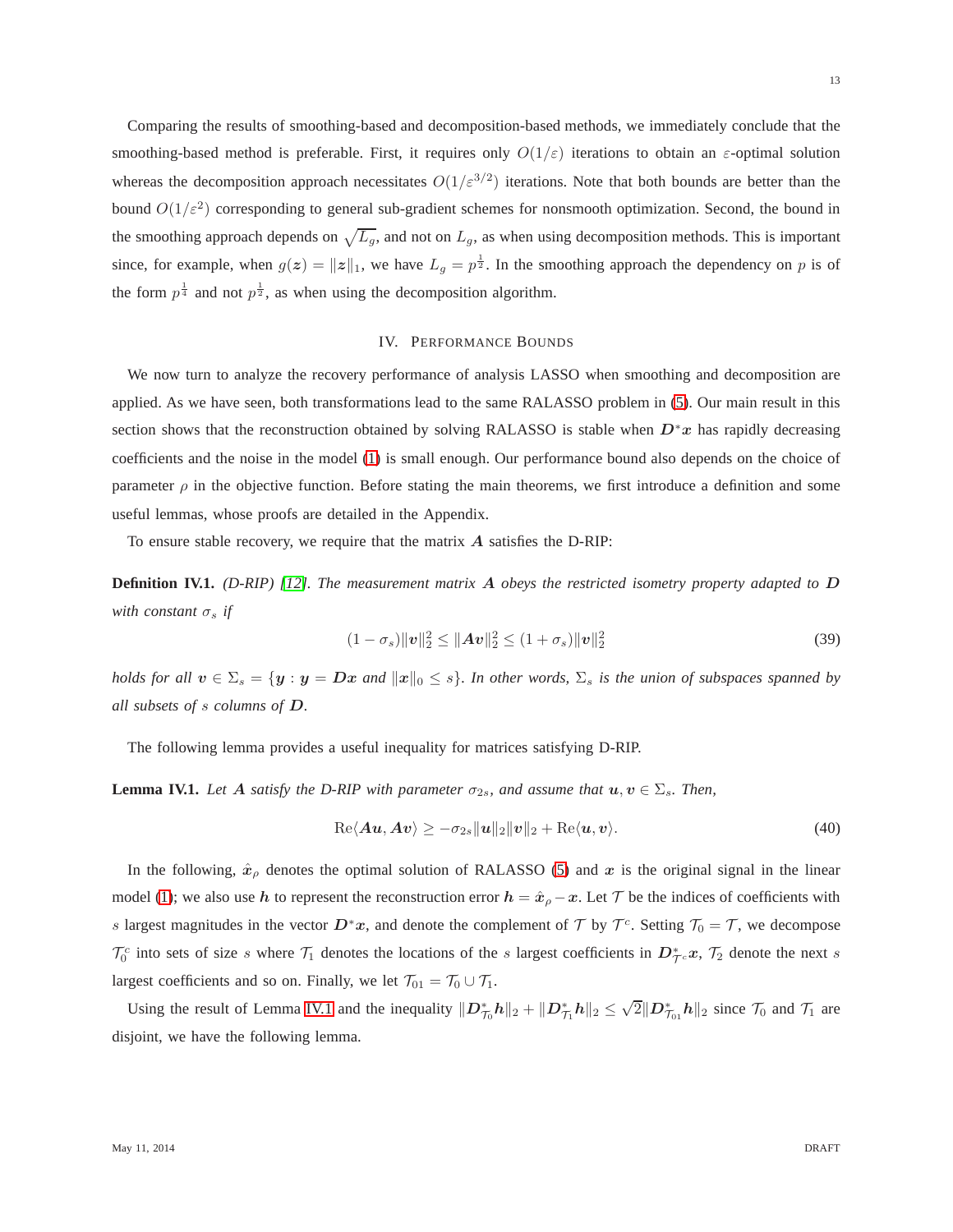Comparing the results of smoothing-based and decomposition-based methods, we immediately conclude that the smoothing-based method is preferable. First, it requires only $O(1/\varepsilon)$ iterations to obtain an $\varepsilon$-optimal solution whereas the decomposition approach necessitates $O(1/\varepsilon^{3/2})$ iterations. Note that both bounds are better than the bound $O(1/\varepsilon^2)$ corresponding to general sub-gradient schemes for nonsmooth optimization. Second, the bound in the smoothing approach depends on $\sqrt{L_g}$, and not on $L_g$, as when using decomposition methods. This is important since, for example, when $g(\boldsymbol{z}) = \|\boldsymbol{z}\|_1$, we have $L_g = p^{\frac{1}{2}}$. In the smoothing approach the dependency on $p$ is of the form $p^{\frac{1}{4}}$ and not $p^{\frac{1}{2}}$, as when using the decomposition algorithm.

## IV. Performance Bounds

We now turn to analyze the recovery performance of analysis LASSO when smoothing and decomposition are applied. As we have seen, both transformations lead to the same RALASSO problem in (5). Our main result in this section shows that the reconstruction obtained by solving RALASSO is stable when $\boldsymbol{D}^*\boldsymbol{x}$ has rapidly decreasing coefficients and the noise in the model (1) is small enough. Our performance bound also depends on the choice of parameter $\rho$ in the objective function. Before stating the main theorems, we first introduce a definition and some useful lemmas, whose proofs are detailed in the Appendix.

To ensure stable recovery, we require that the matrix $\boldsymbol{A}$ satisfies the D-RIP:

**Definition IV.1.** *(D-RIP) [12]. The measurement matrix $\boldsymbol{A}$ obeys the restricted isometry property adapted to $\boldsymbol{D}$ with constant $\sigma_s$ if*

$$(1-\sigma_s)\|\boldsymbol{v}\|_2^2 \leq \|\boldsymbol{A}\boldsymbol{v}\|_2^2 \leq (1+\sigma_s)\|\boldsymbol{v}\|_2^2 \tag{39}$$

*holds for all $\boldsymbol{v} \in \Sigma_s = \{\boldsymbol{y} : \boldsymbol{y} = \boldsymbol{D}\boldsymbol{x} \text{ and } \|\boldsymbol{x}\|_0 \leq s\}$. In other words, $\Sigma_s$ is the union of subspaces spanned by all subsets of $s$ columns of $\boldsymbol{D}$.*

The following lemma provides a useful inequality for matrices satisfying D-RIP.

**Lemma IV.1.** *Let $\boldsymbol{A}$ satisfy the D-RIP with parameter $\sigma_{2s}$, and assume that $\boldsymbol{u}, \boldsymbol{v} \in \Sigma_s$. Then,*

$$\mathrm{Re}\langle \boldsymbol{A}\boldsymbol{u}, \boldsymbol{A}\boldsymbol{v}\rangle \geq -\sigma_{2s}\|\boldsymbol{u}\|_2\|\boldsymbol{v}\|_2 + \mathrm{Re}\langle \boldsymbol{u}, \boldsymbol{v}\rangle. \tag{40}$$

In the following, $\hat{\boldsymbol{x}}_\rho$ denotes the optimal solution of RALASSO (5) and $\boldsymbol{x}$ is the original signal in the linear model (1); we also use $\boldsymbol{h}$ to represent the reconstruction error $\boldsymbol{h} = \hat{\boldsymbol{x}}_\rho - \boldsymbol{x}$. Let $\mathcal{T}$ be the indices of coefficients with $s$ largest magnitudes in the vector $\boldsymbol{D}^*\boldsymbol{x}$, and denote the complement of $\mathcal{T}$ by $\mathcal{T}^c$. Setting $\mathcal{T}_0 = \mathcal{T}$, we decompose $\mathcal{T}_0^c$ into sets of size $s$ where $\mathcal{T}_1$ denotes the locations of the $s$ largest coefficients in $\boldsymbol{D}^*_{\mathcal{T}^c}\boldsymbol{x}$, $\mathcal{T}_2$ denote the next $s$ largest coefficients and so on. Finally, we let $\mathcal{T}_{01} = \mathcal{T}_0 \cup \mathcal{T}_1$.

Using the result of Lemma IV.1 and the inequality $\|\boldsymbol{D}^*_{\mathcal{T}_0}\boldsymbol{h}\|_2 + \|\boldsymbol{D}^*_{\mathcal{T}_1}\boldsymbol{h}\|_2 \leq \sqrt{2}\|\boldsymbol{D}^*_{\mathcal{T}_{01}}\boldsymbol{h}\|_2$ since $\mathcal{T}_0$ and $\mathcal{T}_1$ are disjoint, we have the following lemma.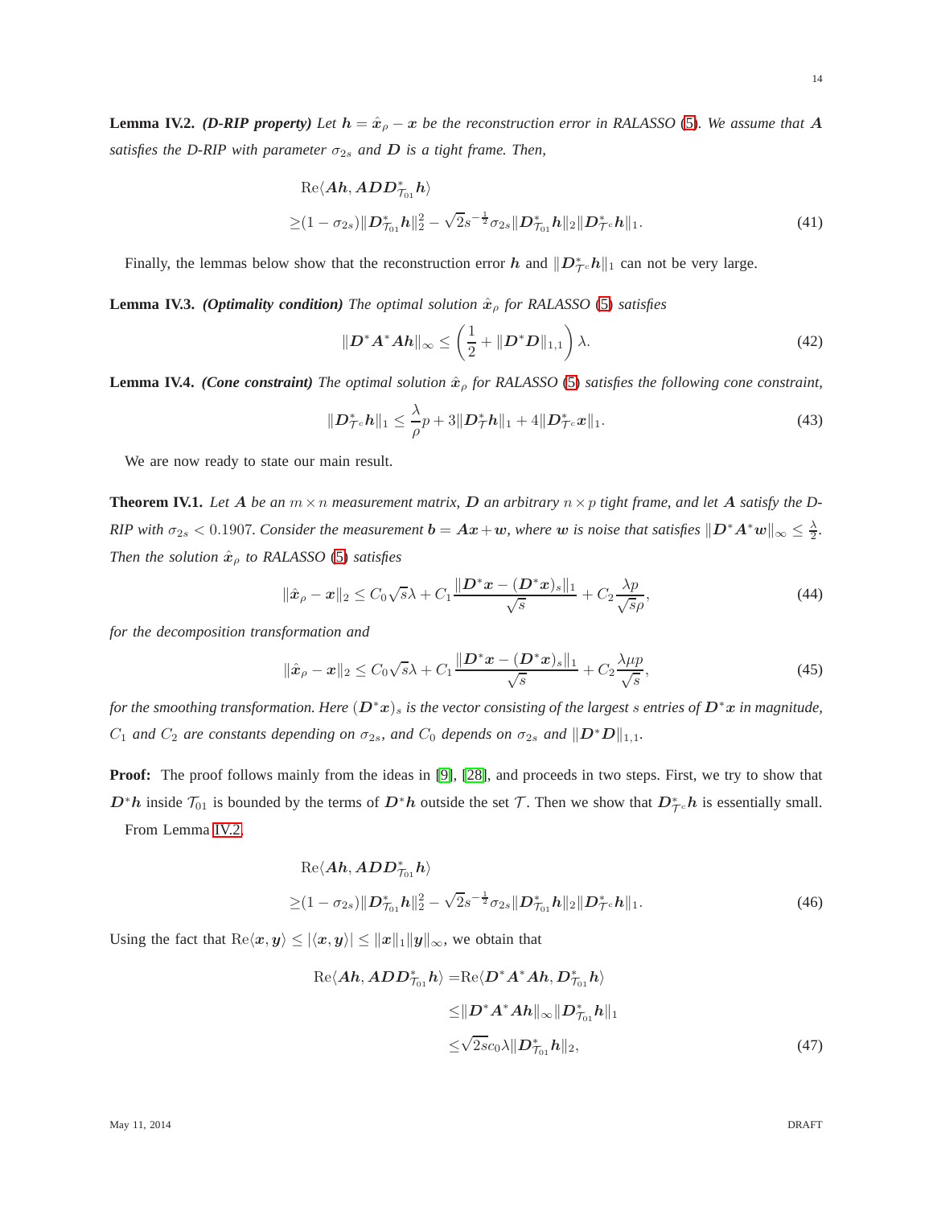**Lemma IV.2.** ***(D-RIP property)*** *Let $\boldsymbol{h} = \hat{\boldsymbol{x}}_\rho - \boldsymbol{x}$ be the reconstruction error in RALASSO (5). We assume that $\boldsymbol{A}$ satisfies the D-RIP with parameter $\sigma_{2s}$ and $\boldsymbol{D}$ is a tight frame. Then,*

$$
\begin{aligned}
&\mathrm{Re}\langle \boldsymbol{A}\boldsymbol{h}, \boldsymbol{A}\boldsymbol{D}\boldsymbol{D}^*_{\mathcal{T}_{01}}\boldsymbol{h}\rangle \\
\geq &(1-\sigma_{2s})\|\boldsymbol{D}^*_{\mathcal{T}_{01}}\boldsymbol{h}\|_2^2 - \sqrt{2}s^{-\frac{1}{2}}\sigma_{2s}\|\boldsymbol{D}^*_{\mathcal{T}_{01}}\boldsymbol{h}\|_2\|\boldsymbol{D}^*_{\mathcal{T}^c}\boldsymbol{h}\|_1.
\end{aligned} \tag{41}
$$

Finally, the lemmas below show that the reconstruction error $\boldsymbol{h}$ and $\|\boldsymbol{D}^*_{\mathcal{T}^c}\boldsymbol{h}\|_1$ can not be very large.

**Lemma IV.3.** ***(Optimality condition)*** *The optimal solution $\hat{\boldsymbol{x}}_\rho$ for RALASSO (5) satisfies*

$$
\|\boldsymbol{D}^*\boldsymbol{A}^*\boldsymbol{A}\boldsymbol{h}\|_\infty \leq \left(\frac{1}{2} + \|\boldsymbol{D}^*\boldsymbol{D}\|_{1,1}\right)\lambda. \tag{42}
$$

**Lemma IV.4.** ***(Cone constraint)*** *The optimal solution $\hat{\boldsymbol{x}}_\rho$ for RALASSO (5) satisfies the following cone constraint,*

$$
\|\boldsymbol{D}^*_{\mathcal{T}^c}\boldsymbol{h}\|_1 \leq \frac{\lambda}{\rho}p + 3\|\boldsymbol{D}^*_{\mathcal{T}}\boldsymbol{h}\|_1 + 4\|\boldsymbol{D}^*_{\mathcal{T}^c}\boldsymbol{x}\|_1. \tag{43}
$$

We are now ready to state our main result.

**Theorem IV.1.** *Let $\boldsymbol{A}$ be an $m \times n$ measurement matrix, $\boldsymbol{D}$ an arbitrary $n \times p$ tight frame, and let $\boldsymbol{A}$ satisfy the D-RIP with $\sigma_{2s} < 0.1907$. Consider the measurement $\boldsymbol{b} = \boldsymbol{A}\boldsymbol{x} + \boldsymbol{w}$, where $\boldsymbol{w}$ is noise that satisfies $\|\boldsymbol{D}^*\boldsymbol{A}^*\boldsymbol{w}\|_\infty \leq \frac{\lambda}{2}$. Then the solution $\hat{\boldsymbol{x}}_\rho$ to RALASSO (5) satisfies*

$$
\|\hat{\boldsymbol{x}}_\rho - \boldsymbol{x}\|_2 \leq C_0\sqrt{s}\lambda + C_1\frac{\|\boldsymbol{D}^*\boldsymbol{x} - (\boldsymbol{D}^*\boldsymbol{x})_s\|_1}{\sqrt{s}} + C_2\frac{\lambda p}{\sqrt{s}\rho}, \tag{44}
$$

*for the decomposition transformation and*

$$
\|\hat{\boldsymbol{x}}_\rho - \boldsymbol{x}\|_2 \leq C_0\sqrt{s}\lambda + C_1\frac{\|\boldsymbol{D}^*\boldsymbol{x} - (\boldsymbol{D}^*\boldsymbol{x})_s\|_1}{\sqrt{s}} + C_2\frac{\lambda \mu p}{\sqrt{s}}, \tag{45}
$$

*for the smoothing transformation. Here $(\boldsymbol{D}^*\boldsymbol{x})_s$ is the vector consisting of the largest $s$ entries of $\boldsymbol{D}^*\boldsymbol{x}$ in magnitude, $C_1$ and $C_2$ are constants depending on $\sigma_{2s}$, and $C_0$ depends on $\sigma_{2s}$ and $\|\boldsymbol{D}^*\boldsymbol{D}\|_{1,1}$.*

**Proof:** The proof follows mainly from the ideas in [9], [28], and proceeds in two steps. First, we try to show that $\boldsymbol{D}^*\boldsymbol{h}$ inside $\mathcal{T}_{01}$ is bounded by the terms of $\boldsymbol{D}^*\boldsymbol{h}$ outside the set $\mathcal{T}$. Then we show that $\boldsymbol{D}^*_{\mathcal{T}^c}\boldsymbol{h}$ is essentially small.

From Lemma IV.2,

$$
\begin{aligned}
&\mathrm{Re}\langle \boldsymbol{A}\boldsymbol{h}, \boldsymbol{A}\boldsymbol{D}\boldsymbol{D}^*_{\mathcal{T}_{01}}\boldsymbol{h}\rangle \\
\geq &(1-\sigma_{2s})\|\boldsymbol{D}^*_{\mathcal{T}_{01}}\boldsymbol{h}\|_2^2 - \sqrt{2}s^{-\frac{1}{2}}\sigma_{2s}\|\boldsymbol{D}^*_{\mathcal{T}_{01}}\boldsymbol{h}\|_2\|\boldsymbol{D}^*_{\mathcal{T}^c}\boldsymbol{h}\|_1.
\end{aligned} \tag{46}
$$

Using the fact that $\mathrm{Re}\langle \boldsymbol{x}, \boldsymbol{y}\rangle \leq |\langle \boldsymbol{x}, \boldsymbol{y}\rangle| \leq \|\boldsymbol{x}\|_1\|\boldsymbol{y}\|_\infty$, we obtain that

$$
\begin{aligned}
\mathrm{Re}\langle \boldsymbol{A}\boldsymbol{h}, \boldsymbol{A}\boldsymbol{D}\boldsymbol{D}^*_{\mathcal{T}_{01}}\boldsymbol{h}\rangle =&\mathrm{Re}\langle \boldsymbol{D}^*\boldsymbol{A}^*\boldsymbol{A}\boldsymbol{h}, \boldsymbol{D}^*_{\mathcal{T}_{01}}\boldsymbol{h}\rangle \\
\leq&\|\boldsymbol{D}^*\boldsymbol{A}^*\boldsymbol{A}\boldsymbol{h}\|_\infty\|\boldsymbol{D}^*_{\mathcal{T}_{01}}\boldsymbol{h}\|_1 \\
\leq&\sqrt{2s}c_0\lambda\|\boldsymbol{D}^*_{\mathcal{T}_{01}}\boldsymbol{h}\|_2,
\end{aligned} \tag{47}
$$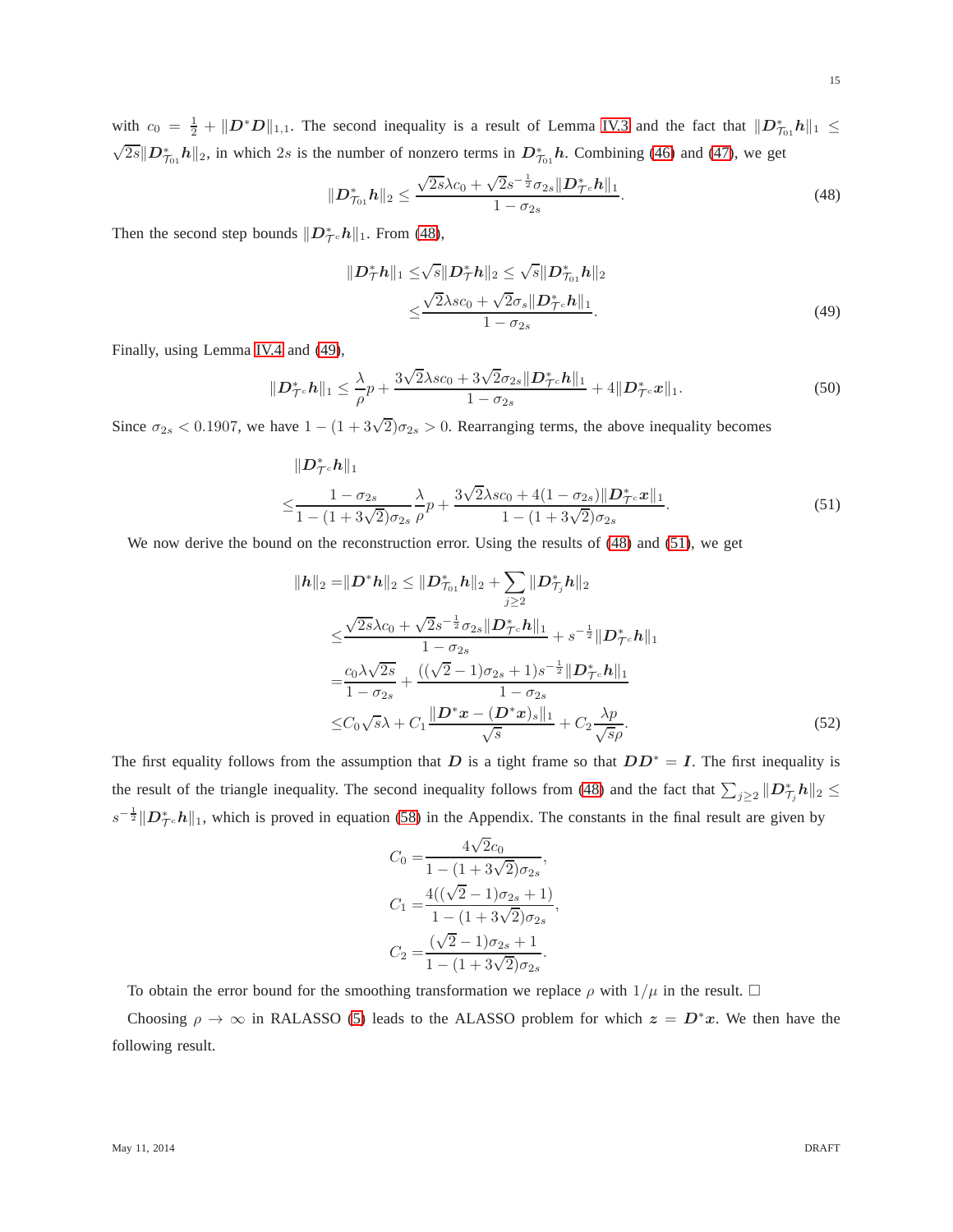with $c_0 = \frac{1}{2} + \|\boldsymbol{D}^*\boldsymbol{D}\|_{1,1}$. The second inequality is a result of Lemma IV.3 and the fact that $\|\boldsymbol{D}^*_{\mathcal{T}_{01}}\boldsymbol{h}\|_1 \leq \sqrt{2s}\|\boldsymbol{D}^*_{\mathcal{T}_{01}}\boldsymbol{h}\|_2$, in which $2s$ is the number of nonzero terms in $\boldsymbol{D}^*_{\mathcal{T}_{01}}\boldsymbol{h}$. Combining (46) and (47), we get

$$\|\boldsymbol{D}^*_{\mathcal{T}_{01}}\boldsymbol{h}\|_2 \leq \frac{\sqrt{2s}\lambda c_0 + \sqrt{2}s^{-\frac{1}{2}}\sigma_{2s}\|\boldsymbol{D}^*_{\mathcal{T}^c}\boldsymbol{h}\|_1}{1-\sigma_{2s}}. \tag{48}$$

Then the second step bounds $\|\boldsymbol{D}^*_{\mathcal{T}^c}\boldsymbol{h}\|_1$. From (48),

$$\begin{aligned}
\|\boldsymbol{D}^*_{\mathcal{T}}\boldsymbol{h}\|_1 \leq& \sqrt{s}\|\boldsymbol{D}^*_{\mathcal{T}}\boldsymbol{h}\|_2 \leq \sqrt{s}\|\boldsymbol{D}^*_{\mathcal{T}_{01}}\boldsymbol{h}\|_2 \\
\leq& \frac{\sqrt{2}\lambda s c_0 + \sqrt{2}\sigma_s\|\boldsymbol{D}^*_{\mathcal{T}^c}\boldsymbol{h}\|_1}{1-\sigma_{2s}}.
\end{aligned} \tag{49}$$

Finally, using Lemma IV.4 and (49),

$$\|\boldsymbol{D}^*_{\mathcal{T}^c}\boldsymbol{h}\|_1 \leq \frac{\lambda}{\rho}p + \frac{3\sqrt{2}\lambda s c_0 + 3\sqrt{2}\sigma_{2s}\|\boldsymbol{D}^*_{\mathcal{T}^c}\boldsymbol{h}\|_1}{1-\sigma_{2s}} + 4\|\boldsymbol{D}^*_{\mathcal{T}^c}\boldsymbol{x}\|_1. \tag{50}$$

Since $\sigma_{2s} < 0.1907$, we have $1-(1+3\sqrt{2})\sigma_{2s} > 0$. Rearranging terms, the above inequality becomes

$$\begin{aligned}
&\|\boldsymbol{D}^*_{\mathcal{T}^c}\boldsymbol{h}\|_1 \\
\leq& \frac{1-\sigma_{2s}}{1-(1+3\sqrt{2})\sigma_{2s}}\frac{\lambda}{\rho}p + \frac{3\sqrt{2}\lambda s c_0 + 4(1-\sigma_{2s})\|\boldsymbol{D}^*_{\mathcal{T}^c}\boldsymbol{x}\|_1}{1-(1+3\sqrt{2})\sigma_{2s}}.
\end{aligned} \tag{51}$$

We now derive the bound on the reconstruction error. Using the results of (48) and (51), we get

$$\begin{aligned}
\|\boldsymbol{h}\|_2 =& \|\boldsymbol{D}^*\boldsymbol{h}\|_2 \leq \|\boldsymbol{D}^*_{\mathcal{T}_{01}}\boldsymbol{h}\|_2 + \sum_{j\geq 2}\|\boldsymbol{D}^*_{\mathcal{T}_j}\boldsymbol{h}\|_2 \\
\leq& \frac{\sqrt{2s}\lambda c_0 + \sqrt{2}s^{-\frac{1}{2}}\sigma_{2s}\|\boldsymbol{D}^*_{\mathcal{T}^c}\boldsymbol{h}\|_1}{1-\sigma_{2s}} + s^{-\frac{1}{2}}\|\boldsymbol{D}^*_{\mathcal{T}^c}\boldsymbol{h}\|_1 \\
=& \frac{c_0\lambda\sqrt{2s}}{1-\sigma_{2s}} + \frac{((\sqrt{2}-1)\sigma_{2s}+1)s^{-\frac{1}{2}}\|\boldsymbol{D}^*_{\mathcal{T}^c}\boldsymbol{h}\|_1}{1-\sigma_{2s}} \\
\leq& C_0\sqrt{s}\lambda + C_1\frac{\|\boldsymbol{D}^*\boldsymbol{x} - (\boldsymbol{D}^*\boldsymbol{x})_s\|_1}{\sqrt{s}} + C_2\frac{\lambda p}{\sqrt{s}\rho}.
\end{aligned} \tag{52}$$

The first equality follows from the assumption that $\boldsymbol{D}$ is a tight frame so that $\boldsymbol{D}\boldsymbol{D}^* = \boldsymbol{I}$. The first inequality is the result of the triangle inequality. The second inequality follows from (48) and the fact that $\sum_{j\geq 2}\|\boldsymbol{D}^*_{\mathcal{T}_j}\boldsymbol{h}\|_2 \leq s^{-\frac{1}{2}}\|\boldsymbol{D}^*_{\mathcal{T}^c}\boldsymbol{h}\|_1$, which is proved in equation (58) in the Appendix. The constants in the final result are given by

$$\begin{aligned}
C_0 =& \frac{4\sqrt{2}c_0}{1-(1+3\sqrt{2})\sigma_{2s}}, \\
C_1 =& \frac{4((\sqrt{2}-1)\sigma_{2s}+1)}{1-(1+3\sqrt{2})\sigma_{2s}}, \\
C_2 =& \frac{(\sqrt{2}-1)\sigma_{2s}+1}{1-(1+3\sqrt{2})\sigma_{2s}}.
\end{aligned}$$

To obtain the error bound for the smoothing transformation we replace $\rho$ with $1/\mu$ in the result. □

Choosing $\rho \to \infty$ in RALASSO (5) leads to the ALASSO problem for which $\boldsymbol{z} = \boldsymbol{D}^*\boldsymbol{x}$. We then have the following result.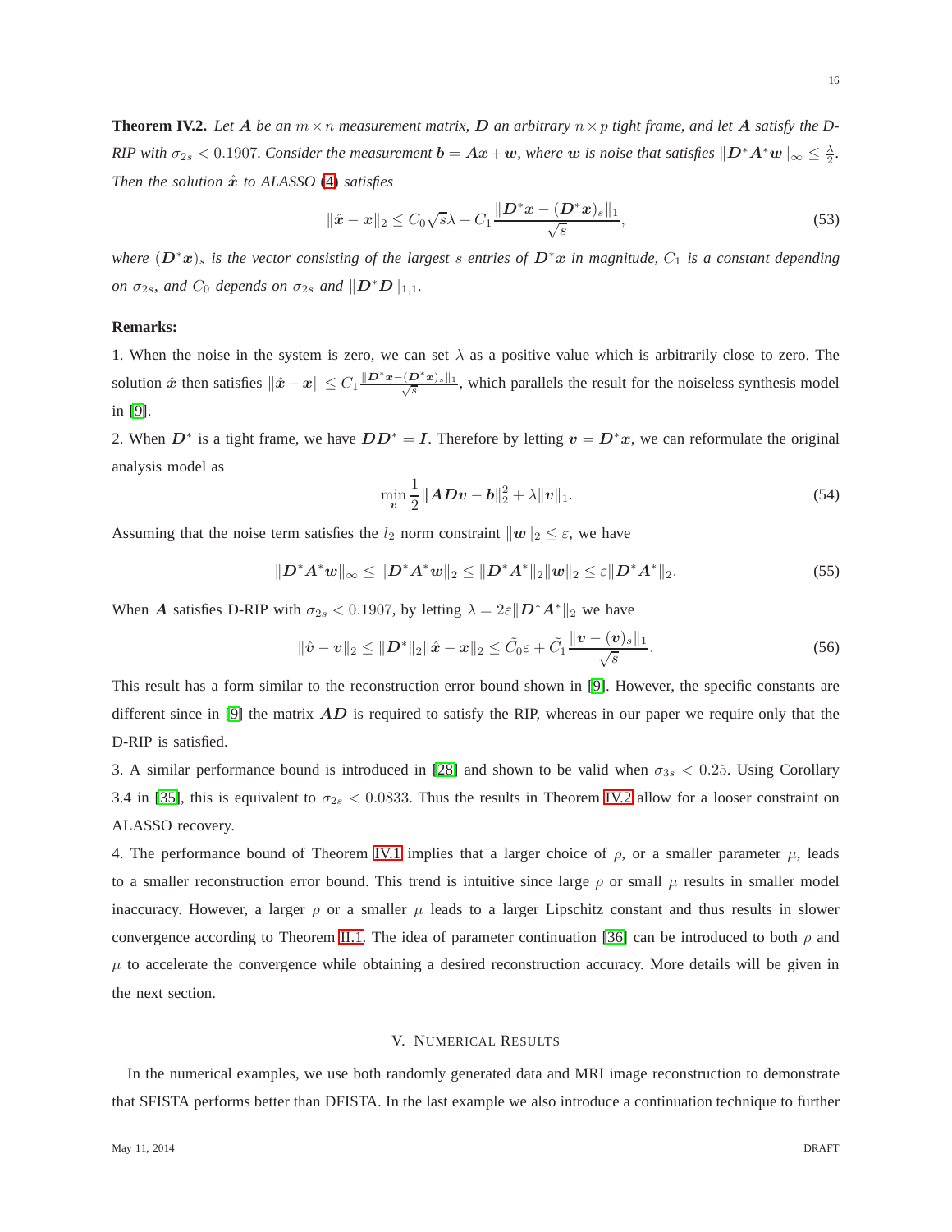**Theorem IV.2.** *Let $\boldsymbol{A}$ be an $m \times n$ measurement matrix, $\boldsymbol{D}$ an arbitrary $n \times p$ tight frame, and let $\boldsymbol{A}$ satisfy the D-RIP with $\sigma_{2s} < 0.1907$. Consider the measurement $\boldsymbol{b} = \boldsymbol{A}\boldsymbol{x} + \boldsymbol{w}$, where $\boldsymbol{w}$ is noise that satisfies $\|\boldsymbol{D}^*\boldsymbol{A}^*\boldsymbol{w}\|_\infty \leq \frac{\lambda}{2}$. Then the solution $\hat{\boldsymbol{x}}$ to ALASSO (4) satisfies*

$$\|\hat{\boldsymbol{x}} - \boldsymbol{x}\|_2 \leq C_0\sqrt{s}\lambda + C_1\frac{\|\boldsymbol{D}^*\boldsymbol{x} - (\boldsymbol{D}^*\boldsymbol{x})_s\|_1}{\sqrt{s}}, \tag{53}$$

*where $(\boldsymbol{D}^*\boldsymbol{x})_s$ is the vector consisting of the largest $s$ entries of $\boldsymbol{D}^*\boldsymbol{x}$ in magnitude, $C_1$ is a constant depending on $\sigma_{2s}$, and $C_0$ depends on $\sigma_{2s}$ and $\|\boldsymbol{D}^*\boldsymbol{D}\|_{1,1}$.*

**Remarks:**

1. When the noise in the system is zero, we can set $\lambda$ as a positive value which is arbitrarily close to zero. The solution $\hat{\boldsymbol{x}}$ then satisfies $\|\hat{\boldsymbol{x}} - \boldsymbol{x}\| \leq C_1\frac{\|\boldsymbol{D}^*\boldsymbol{x} - (\boldsymbol{D}^*\boldsymbol{x})_s\|_1}{\sqrt{s}}$, which parallels the result for the noiseless synthesis model in [9].

2. When $\boldsymbol{D}^*$ is a tight frame, we have $\boldsymbol{D}\boldsymbol{D}^* = \boldsymbol{I}$. Therefore by letting $\boldsymbol{v} = \boldsymbol{D}^*\boldsymbol{x}$, we can reformulate the original analysis model as

$$\min_{\boldsymbol{v}} \frac{1}{2}\|\boldsymbol{A}\boldsymbol{D}\boldsymbol{v} - \boldsymbol{b}\|_2^2 + \lambda\|\boldsymbol{v}\|_1. \tag{54}$$

Assuming that the noise term satisfies the $l_2$ norm constraint $\|\boldsymbol{w}\|_2 \leq \varepsilon$, we have

$$\|\boldsymbol{D}^*\boldsymbol{A}^*\boldsymbol{w}\|_\infty \leq \|\boldsymbol{D}^*\boldsymbol{A}^*\boldsymbol{w}\|_2 \leq \|\boldsymbol{D}^*\boldsymbol{A}^*\|_2\|\boldsymbol{w}\|_2 \leq \varepsilon\|\boldsymbol{D}^*\boldsymbol{A}^*\|_2. \tag{55}$$

When $\boldsymbol{A}$ satisfies D-RIP with $\sigma_{2s} < 0.1907$, by letting $\lambda = 2\varepsilon\|\boldsymbol{D}^*\boldsymbol{A}^*\|_2$ we have

$$\|\hat{\boldsymbol{v}} - \boldsymbol{v}\|_2 \leq \|\boldsymbol{D}^*\|_2\|\hat{\boldsymbol{x}} - \boldsymbol{x}\|_2 \leq \tilde{C}_0\varepsilon + \tilde{C}_1\frac{\|\boldsymbol{v} - (\boldsymbol{v})_s\|_1}{\sqrt{s}}. \tag{56}$$

This result has a form similar to the reconstruction error bound shown in [9]. However, the specific constants are different since in [9] the matrix $\boldsymbol{A}\boldsymbol{D}$ is required to satisfy the RIP, whereas in our paper we require only that the D-RIP is satisfied.

3. A similar performance bound is introduced in [28] and shown to be valid when $\sigma_{3s} < 0.25$. Using Corollary 3.4 in [35], this is equivalent to $\sigma_{2s} < 0.0833$. Thus the results in Theorem IV.2 allow for a looser constraint on ALASSO recovery.

4. The performance bound of Theorem IV.1 implies that a larger choice of $\rho$, or a smaller parameter $\mu$, leads to a smaller reconstruction error bound. This trend is intuitive since large $\rho$ or small $\mu$ results in smaller model inaccuracy. However, a larger $\rho$ or a smaller $\mu$ leads to a larger Lipschitz constant and thus results in slower convergence according to Theorem II.1. The idea of parameter continuation [36] can be introduced to both $\rho$ and $\mu$ to accelerate the convergence while obtaining a desired reconstruction accuracy. More details will be given in the next section.

## V. Numerical Results

In the numerical examples, we use both randomly generated data and MRI image reconstruction to demonstrate that SFISTA performs better than DFISTA. In the last example we also introduce a continuation technique to further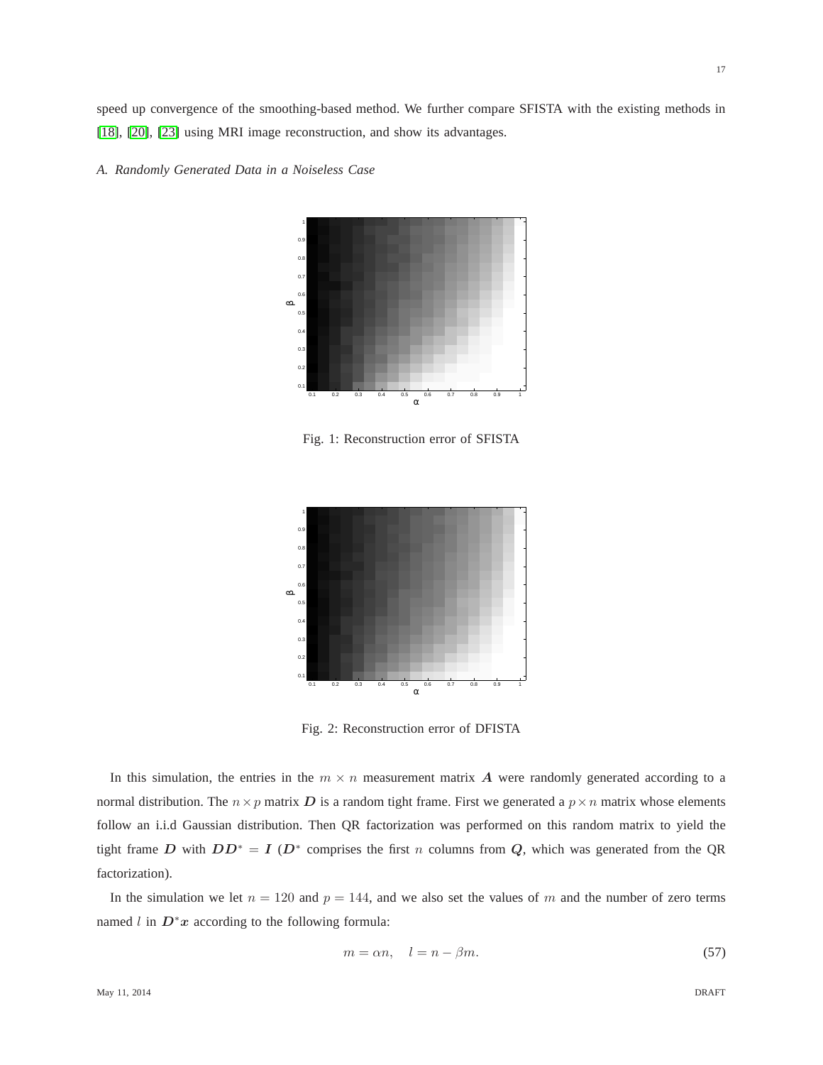speed up convergence of the smoothing-based method. We further compare SFISTA with the existing methods in [18], [20], [23] using MRI image reconstruction, and show its advantages.

### A. Randomly Generated Data in a Noiseless Case

Fig. 1: Reconstruction error of SFISTA

Fig. 2: Reconstruction error of DFISTA

In this simulation, the entries in the $m \times n$ measurement matrix $\boldsymbol{A}$ were randomly generated according to a normal distribution. The $n \times p$ matrix $\boldsymbol{D}$ is a random tight frame. First we generated a $p \times n$ matrix whose elements follow an i.i.d Gaussian distribution. Then QR factorization was performed on this random matrix to yield the tight frame $\boldsymbol{D}$ with $\boldsymbol{D}\boldsymbol{D}^* = \boldsymbol{I}$ ($\boldsymbol{D}^*$ comprises the first $n$ columns from $\boldsymbol{Q}$, which was generated from the QR factorization).

In the simulation we let $n = 120$ and $p = 144$, and we also set the values of $m$ and the number of zero terms named $l$ in $\boldsymbol{D}^*\boldsymbol{x}$ according to the following formula:

$$m = \alpha n, \quad l = n - \beta m. \tag{57}$$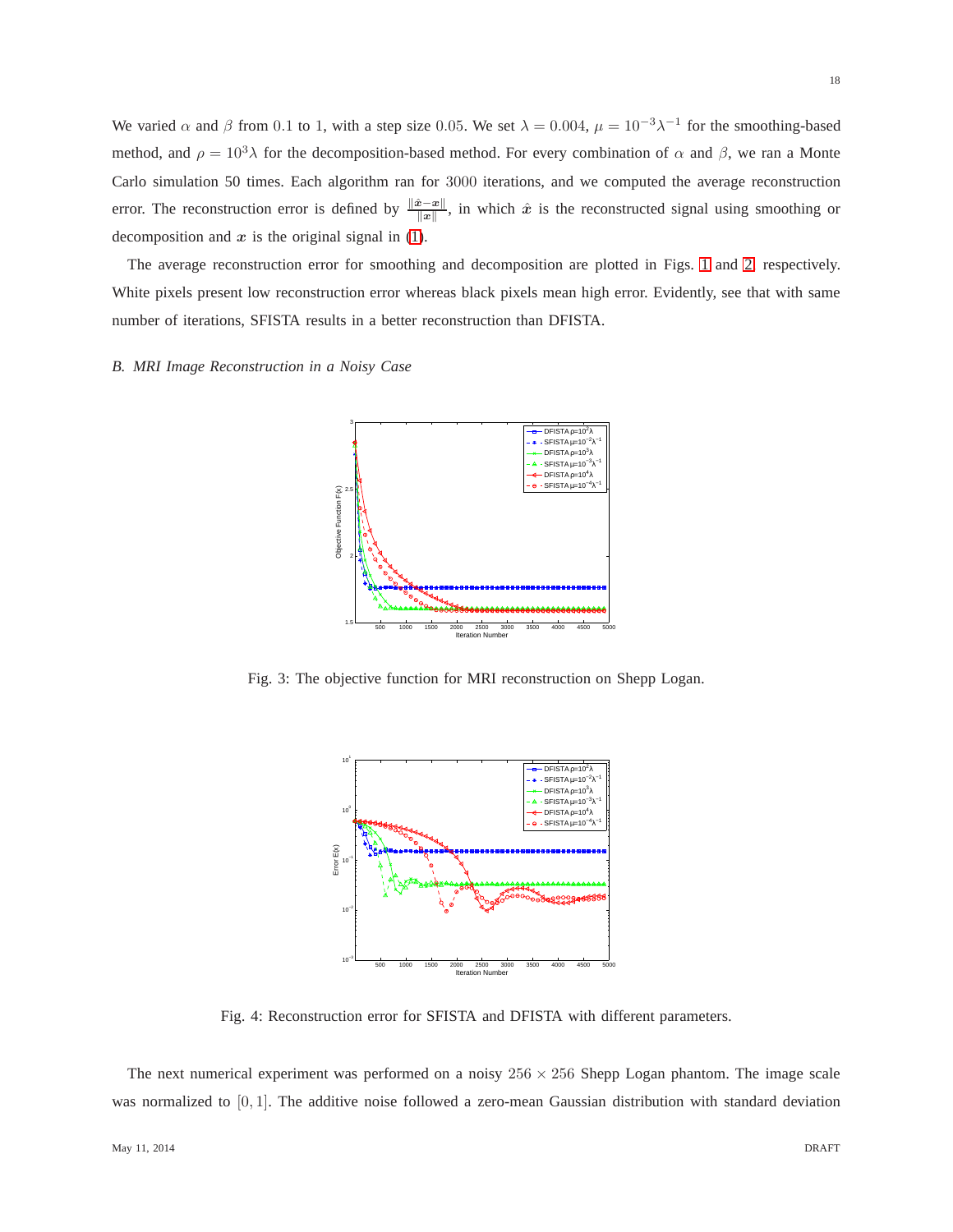We varied $\alpha$ and $\beta$ from $0.1$ to $1$, with a step size $0.05$. We set $\lambda = 0.004$, $\mu = 10^{-3}\lambda^{-1}$ for the smoothing-based method, and $\rho = 10^3\lambda$ for the decomposition-based method. For every combination of $\alpha$ and $\beta$, we ran a Monte Carlo simulation 50 times. Each algorithm ran for $3000$ iterations, and we computed the average reconstruction error. The reconstruction error is defined by $\frac{\|\hat{\boldsymbol{x}}-\boldsymbol{x}\|}{\|\boldsymbol{x}\|}$, in which $\hat{\boldsymbol{x}}$ is the reconstructed signal using smoothing or decomposition and $\boldsymbol{x}$ is the original signal in (1).

The average reconstruction error for smoothing and decomposition are plotted in Figs. 1 and 2, respectively. White pixels present low reconstruction error whereas black pixels mean high error. Evidently, see that with same number of iterations, SFISTA results in a better reconstruction than DFISTA.

### *B. MRI Image Reconstruction in a Noisy Case*

Fig. 3: The objective function for MRI reconstruction on Shepp Logan.

Fig. 4: Reconstruction error for SFISTA and DFISTA with different parameters.

The next numerical experiment was performed on a noisy $256 \times 256$ Shepp Logan phantom. The image scale was normalized to $[0, 1]$. The additive noise followed a zero-mean Gaussian distribution with standard deviation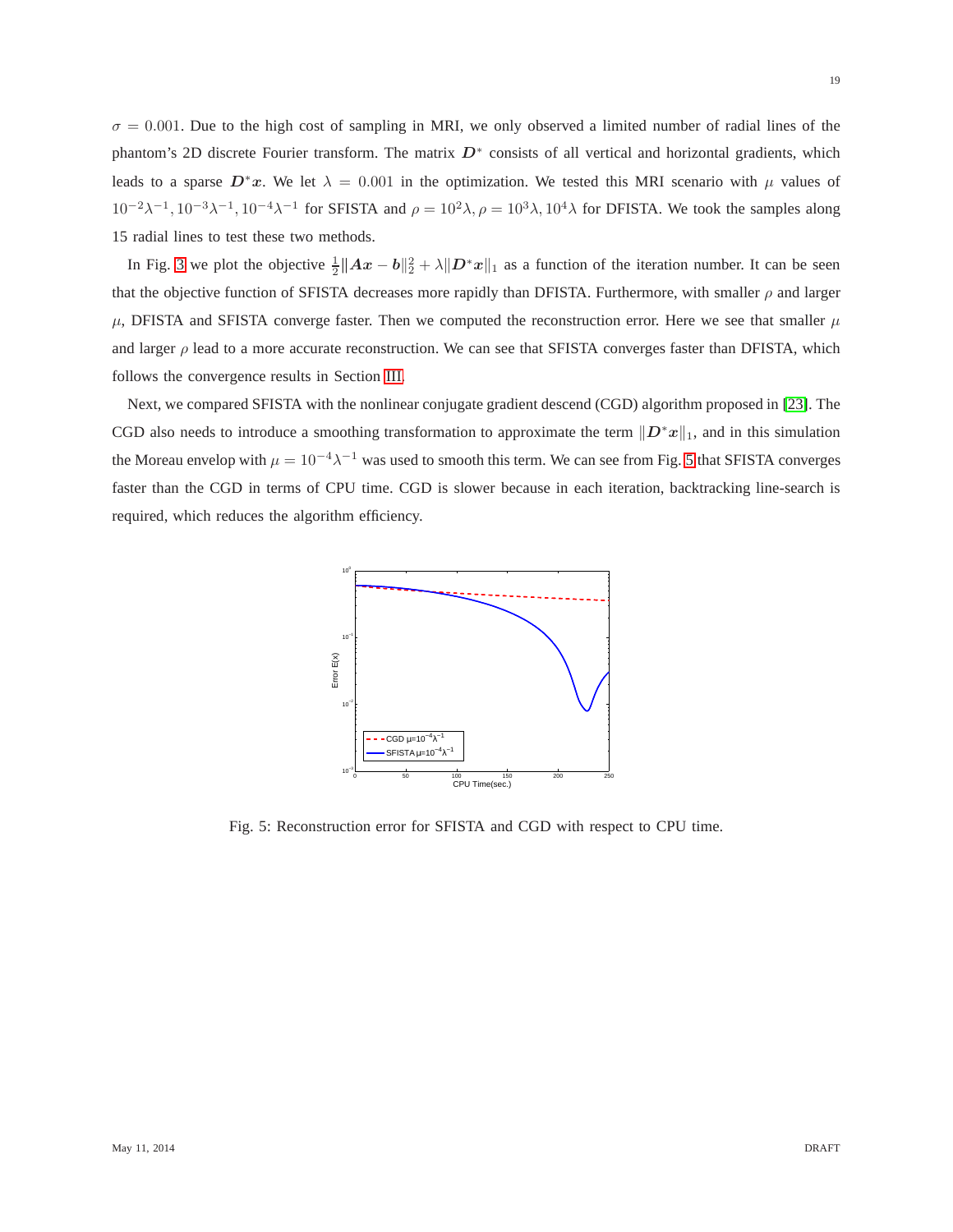$\sigma = 0.001$. Due to the high cost of sampling in MRI, we only observed a limited number of radial lines of the phantom's 2D discrete Fourier transform. The matrix $\boldsymbol{D}^*$ consists of all vertical and horizontal gradients, which leads to a sparse $\boldsymbol{D}^*\boldsymbol{x}$. We let $\lambda = 0.001$ in the optimization. We tested this MRI scenario with $\mu$ values of $10^{-2}\lambda^{-1}, 10^{-3}\lambda^{-1}, 10^{-4}\lambda^{-1}$ for SFISTA and $\rho = 10^{2}\lambda, \rho = 10^{3}\lambda, 10^{4}\lambda$ for DFISTA. We took the samples along 15 radial lines to test these two methods.

In Fig. 3 we plot the objective $\frac{1}{2}\|\boldsymbol{A}\boldsymbol{x} - \boldsymbol{b}\|_2^2 + \lambda\|\boldsymbol{D}^*\boldsymbol{x}\|_1$ as a function of the iteration number. It can be seen that the objective function of SFISTA decreases more rapidly than DFISTA. Furthermore, with smaller $\rho$ and larger $\mu$, DFISTA and SFISTA converge faster. Then we computed the reconstruction error. Here we see that smaller $\mu$ and larger $\rho$ lead to a more accurate reconstruction. We can see that SFISTA converges faster than DFISTA, which follows the convergence results in Section III.

Next, we compared SFISTA with the nonlinear conjugate gradient descend (CGD) algorithm proposed in [23]. The CGD also needs to introduce a smoothing transformation to approximate the term $\|\boldsymbol{D}^*\boldsymbol{x}\|_1$, and in this simulation the Moreau envelop with $\mu = 10^{-4}\lambda^{-1}$ was used to smooth this term. We can see from Fig. 5 that SFISTA converges faster than the CGD in terms of CPU time. CGD is slower because in each iteration, backtracking line-search is required, which reduces the algorithm efficiency.

Fig. 5: Reconstruction error for SFISTA and CGD with respect to CPU time.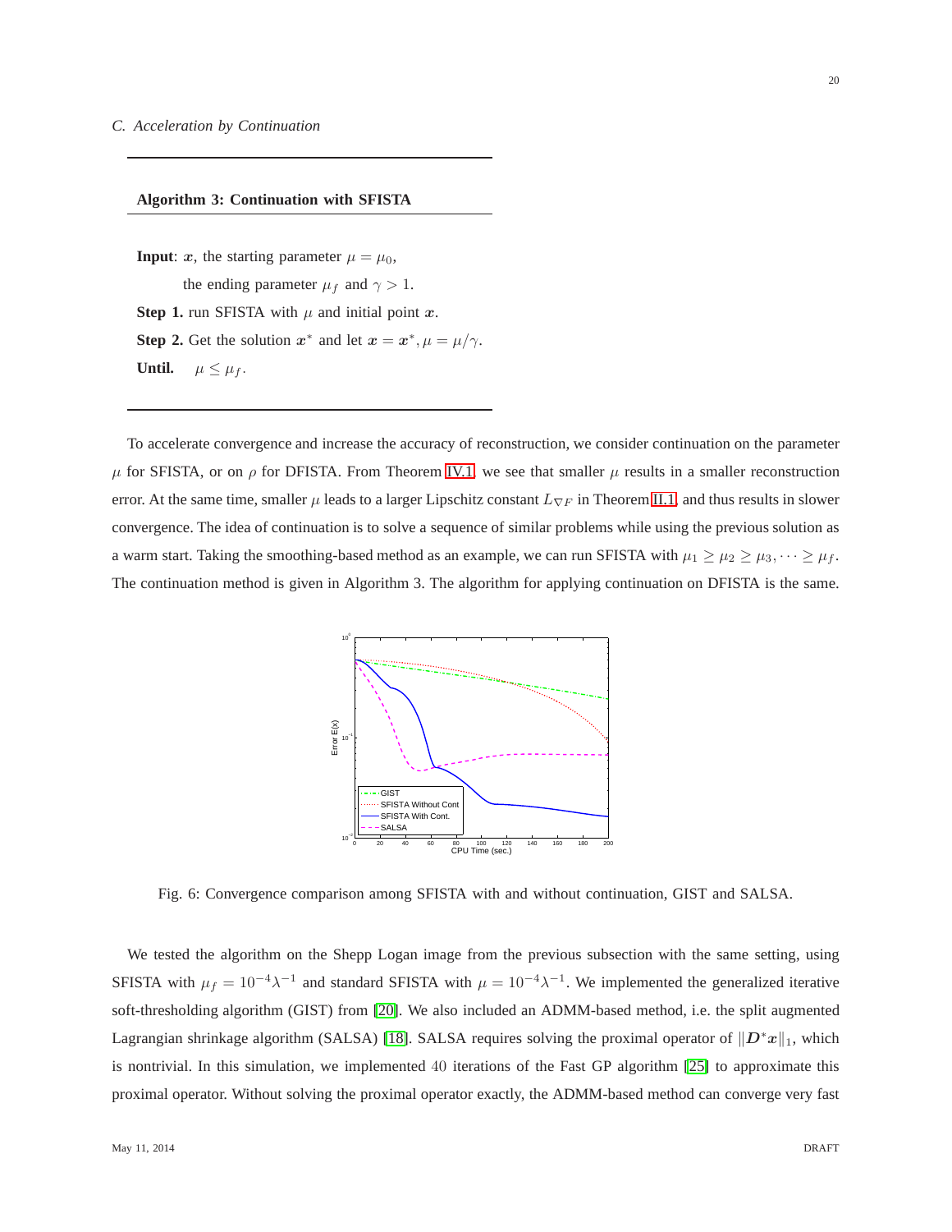### C. Acceleration by Continuation

---

**Algorithm 3: Continuation with SFISTA**

---

**Input**: $\boldsymbol{x}$, the starting parameter $\mu = \mu_0$,

the ending parameter $\mu_f$ and $\gamma > 1$.

**Step 1.** run SFISTA with $\mu$ and initial point $\boldsymbol{x}$.

**Step 2.** Get the solution $\boldsymbol{x}^*$ and let $\boldsymbol{x} = \boldsymbol{x}^*, \mu = \mu/\gamma$.

**Until.** $\mu \leq \mu_f$.

---

To accelerate convergence and increase the accuracy of reconstruction, we consider continuation on the parameter $\mu$ for SFISTA, or on $\rho$ for DFISTA. From Theorem IV.1, we see that smaller $\mu$ results in a smaller reconstruction error. At the same time, smaller $\mu$ leads to a larger Lipschitz constant $L_{\nabla F}$ in Theorem II.1, and thus results in slower convergence. The idea of continuation is to solve a sequence of similar problems while using the previous solution as a warm start. Taking the smoothing-based method as an example, we can run SFISTA with $\mu_1 \geq \mu_2 \geq \mu_3, \cdots \geq \mu_f$. The continuation method is given in Algorithm 3. The algorithm for applying continuation on DFISTA is the same.

Fig. 6: Convergence comparison among SFISTA with and without continuation, GIST and SALSA.

We tested the algorithm on the Shepp Logan image from the previous subsection with the same setting, using SFISTA with $\mu_f = 10^{-4}\lambda^{-1}$ and standard SFISTA with $\mu = 10^{-4}\lambda^{-1}$. We implemented the generalized iterative soft-thresholding algorithm (GIST) from [20]. We also included an ADMM-based method, i.e. the split augmented Lagrangian shrinkage algorithm (SALSA) [18]. SALSA requires solving the proximal operator of $\|\boldsymbol{D}^*\boldsymbol{x}\|_1$, which is nontrivial. In this simulation, we implemented 40 iterations of the Fast GP algorithm [25] to approximate this proximal operator. Without solving the proximal operator exactly, the ADMM-based method can converge very fast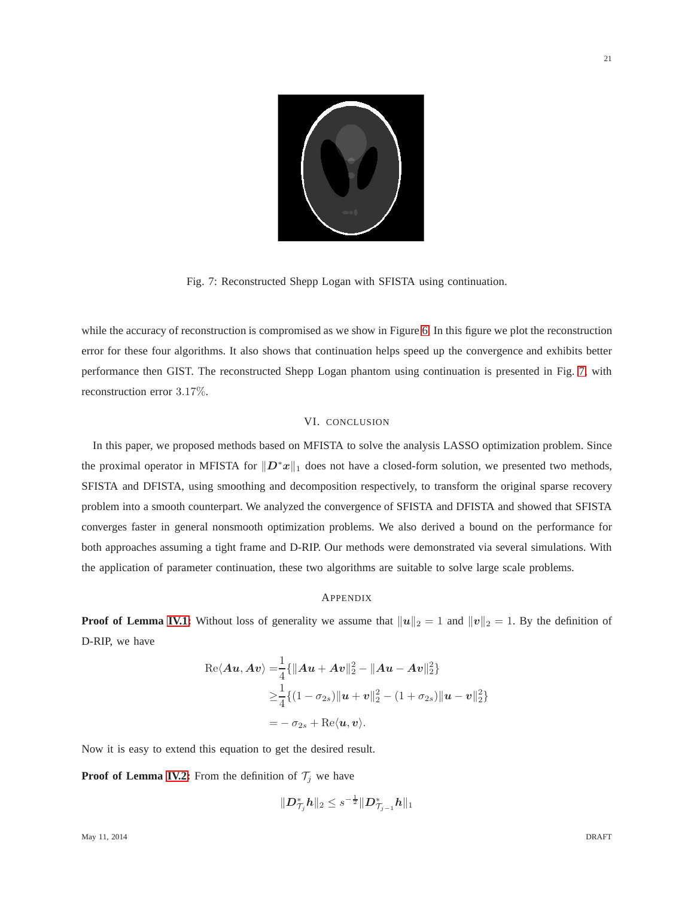Fig. 7: Reconstructed Shepp Logan with SFISTA using continuation.

while the accuracy of reconstruction is compromised as we show in Figure 6. In this figure we plot the reconstruction error for these four algorithms. It also shows that continuation helps speed up the convergence and exhibits better performance then GIST. The reconstructed Shepp Logan phantom using continuation is presented in Fig. 7, with reconstruction error 3.17%.

## VI. Conclusion

In this paper, we proposed methods based on MFISTA to solve the analysis LASSO optimization problem. Since the proximal operator in MFISTA for $\|\boldsymbol{D}^*\boldsymbol{x}\|_1$ does not have a closed-form solution, we presented two methods, SFISTA and DFISTA, using smoothing and decomposition respectively, to transform the original sparse recovery problem into a smooth counterpart. We analyzed the convergence of SFISTA and DFISTA and showed that SFISTA converges faster in general nonsmooth optimization problems. We also derived a bound on the performance for both approaches assuming a tight frame and D-RIP. Our methods were demonstrated via several simulations. With the application of parameter continuation, these two algorithms are suitable to solve large scale problems.

## Appendix

**Proof of Lemma IV.1:** Without loss of generality we assume that $\|\boldsymbol{u}\|_2 = 1$ and $\|\boldsymbol{v}\|_2 = 1$. By the definition of D-RIP, we have

$$
\begin{aligned}
\mathrm{Re}\langle \boldsymbol{A}\boldsymbol{u}, \boldsymbol{A}\boldsymbol{v}\rangle =& \frac{1}{4}\{\|\boldsymbol{A}\boldsymbol{u}+\boldsymbol{A}\boldsymbol{v}\|_2^2 - \|\boldsymbol{A}\boldsymbol{u}-\boldsymbol{A}\boldsymbol{v}\|_2^2\} \\
\geq& \frac{1}{4}\{(1-\sigma_{2s})\|\boldsymbol{u}+\boldsymbol{v}\|_2^2 - (1+\sigma_{2s})\|\boldsymbol{u}-\boldsymbol{v}\|_2^2\} \\
=& -\sigma_{2s} + \mathrm{Re}\langle \boldsymbol{u}, \boldsymbol{v}\rangle.
\end{aligned}
$$

Now it is easy to extend this equation to get the desired result.

**Proof of Lemma IV.2:** From the definition of $\mathcal{T}_j$ we have

$$
\|\boldsymbol{D}_{\mathcal{T}_j}^*\boldsymbol{h}\|_2 \leq s^{-\frac{1}{2}}\|\boldsymbol{D}_{\mathcal{T}_{j-1}}^*\boldsymbol{h}\|_1
$$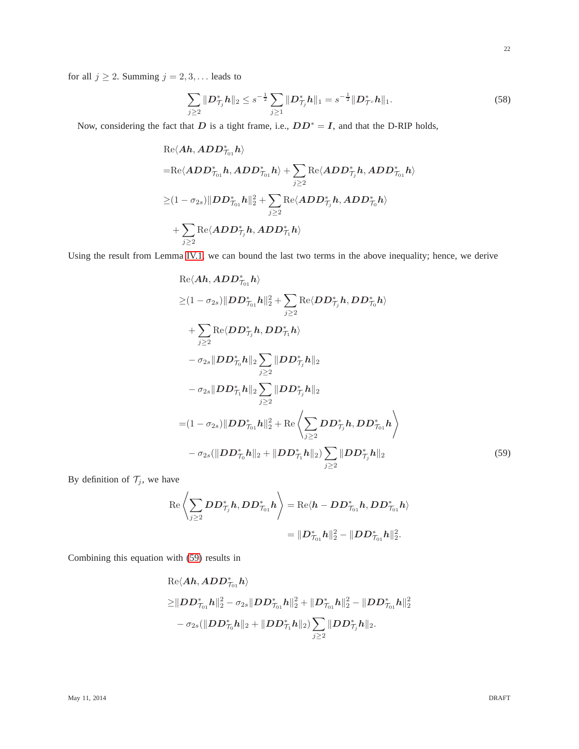for all $j \geq 2$. Summing $j = 2, 3, \ldots$ leads to

$$\sum_{j\geq 2} \|\boldsymbol{D}^*_{\mathcal{T}_j}\boldsymbol{h}\|_2 \leq s^{-\frac{1}{2}} \sum_{j\geq 1} \|\boldsymbol{D}^*_{\mathcal{T}_j}\boldsymbol{h}\|_1 = s^{-\frac{1}{2}} \|\boldsymbol{D}^*_{\mathcal{T}^c}\boldsymbol{h}\|_1. \tag{58}$$

Now, considering the fact that $\boldsymbol{D}$ is a tight frame, i.e., $\boldsymbol{D}\boldsymbol{D}^* = \boldsymbol{I}$, and that the D-RIP holds,

$$\begin{aligned}
&\mathrm{Re}\langle \boldsymbol{A}\boldsymbol{h}, \boldsymbol{A}\boldsymbol{D}\boldsymbol{D}^*_{\mathcal{T}_{01}}\boldsymbol{h}\rangle \\
=&\mathrm{Re}\langle \boldsymbol{A}\boldsymbol{D}\boldsymbol{D}^*_{\mathcal{T}_{01}}\boldsymbol{h}, \boldsymbol{A}\boldsymbol{D}\boldsymbol{D}^*_{\mathcal{T}_{01}}\boldsymbol{h}\rangle + \sum_{j\geq 2}\mathrm{Re}\langle \boldsymbol{A}\boldsymbol{D}\boldsymbol{D}^*_{\mathcal{T}_j}\boldsymbol{h}, \boldsymbol{A}\boldsymbol{D}\boldsymbol{D}^*_{\mathcal{T}_{01}}\boldsymbol{h}\rangle \\
\geq&(1-\sigma_{2s})\|\boldsymbol{D}\boldsymbol{D}^*_{\mathcal{T}_{01}}\boldsymbol{h}\|_2^2 + \sum_{j\geq 2}\mathrm{Re}\langle \boldsymbol{A}\boldsymbol{D}\boldsymbol{D}^*_{\mathcal{T}_j}\boldsymbol{h}, \boldsymbol{A}\boldsymbol{D}\boldsymbol{D}^*_{\mathcal{T}_0}\boldsymbol{h}\rangle \\
&+ \sum_{j\geq 2}\mathrm{Re}\langle \boldsymbol{A}\boldsymbol{D}\boldsymbol{D}^*_{\mathcal{T}_j}\boldsymbol{h}, \boldsymbol{A}\boldsymbol{D}\boldsymbol{D}^*_{\mathcal{T}_1}\boldsymbol{h}\rangle
\end{aligned}$$

Using the result from Lemma IV.1, we can bound the last two terms in the above inequality; hence, we derive

$$\begin{aligned}
&\mathrm{Re}\langle \boldsymbol{A}\boldsymbol{h}, \boldsymbol{A}\boldsymbol{D}\boldsymbol{D}^*_{\mathcal{T}_{01}}\boldsymbol{h}\rangle \\
\geq&(1-\sigma_{2s})\|\boldsymbol{D}\boldsymbol{D}^*_{\mathcal{T}_{01}}\boldsymbol{h}\|_2^2 + \sum_{j\geq 2}\mathrm{Re}\langle \boldsymbol{D}\boldsymbol{D}^*_{\mathcal{T}_j}\boldsymbol{h}, \boldsymbol{D}\boldsymbol{D}^*_{\mathcal{T}_0}\boldsymbol{h}\rangle \\
&+ \sum_{j\geq 2}\mathrm{Re}\langle \boldsymbol{D}\boldsymbol{D}^*_{\mathcal{T}_j}\boldsymbol{h}, \boldsymbol{D}\boldsymbol{D}^*_{\mathcal{T}_1}\boldsymbol{h}\rangle \\
&- \sigma_{2s}\|\boldsymbol{D}\boldsymbol{D}^*_{\mathcal{T}_0}\boldsymbol{h}\|_2 \sum_{j\geq 2}\|\boldsymbol{D}\boldsymbol{D}^*_{\mathcal{T}_j}\boldsymbol{h}\|_2 \\
&- \sigma_{2s}\|\boldsymbol{D}\boldsymbol{D}^*_{\mathcal{T}_1}\boldsymbol{h}\|_2 \sum_{j\geq 2}\|\boldsymbol{D}\boldsymbol{D}^*_{\mathcal{T}_j}\boldsymbol{h}\|_2 \\
=&(1-\sigma_{2s})\|\boldsymbol{D}\boldsymbol{D}^*_{\mathcal{T}_{01}}\boldsymbol{h}\|_2^2 + \mathrm{Re}\left\langle \sum_{j\geq 2}\boldsymbol{D}\boldsymbol{D}^*_{\mathcal{T}_j}\boldsymbol{h}, \boldsymbol{D}\boldsymbol{D}^*_{\mathcal{T}_{01}}\boldsymbol{h}\right\rangle \\
&- \sigma_{2s}(\|\boldsymbol{D}\boldsymbol{D}^*_{\mathcal{T}_0}\boldsymbol{h}\|_2 + \|\boldsymbol{D}\boldsymbol{D}^*_{\mathcal{T}_1}\boldsymbol{h}\|_2)\sum_{j\geq 2}\|\boldsymbol{D}\boldsymbol{D}^*_{\mathcal{T}_j}\boldsymbol{h}\|_2
\end{aligned} \tag{59}$$

By definition of $\mathcal{T}_j$, we have

$$\begin{aligned}
\mathrm{Re}\left\langle \sum_{j\geq 2}\boldsymbol{D}\boldsymbol{D}^*_{\mathcal{T}_j}\boldsymbol{h}, \boldsymbol{D}\boldsymbol{D}^*_{\mathcal{T}_{01}}\boldsymbol{h}\right\rangle &= \mathrm{Re}\langle \boldsymbol{h} - \boldsymbol{D}\boldsymbol{D}^*_{\mathcal{T}_{01}}\boldsymbol{h}, \boldsymbol{D}\boldsymbol{D}^*_{\mathcal{T}_{01}}\boldsymbol{h}\rangle \\
&= \|\boldsymbol{D}^*_{\mathcal{T}_{01}}\boldsymbol{h}\|_2^2 - \|\boldsymbol{D}\boldsymbol{D}^*_{\mathcal{T}_{01}}\boldsymbol{h}\|_2^2.
\end{aligned}$$

Combining this equation with (59) results in

$$\begin{aligned}
&\mathrm{Re}\langle \boldsymbol{A}\boldsymbol{h}, \boldsymbol{A}\boldsymbol{D}\boldsymbol{D}^*_{\mathcal{T}_{01}}\boldsymbol{h}\rangle \\
\geq&\|\boldsymbol{D}\boldsymbol{D}^*_{\mathcal{T}_{01}}\boldsymbol{h}\|_2^2 - \sigma_{2s}\|\boldsymbol{D}\boldsymbol{D}^*_{\mathcal{T}_{01}}\boldsymbol{h}\|_2^2 + \|\boldsymbol{D}^*_{\mathcal{T}_{01}}\boldsymbol{h}\|_2^2 - \|\boldsymbol{D}\boldsymbol{D}^*_{\mathcal{T}_{01}}\boldsymbol{h}\|_2^2 \\
&- \sigma_{2s}(\|\boldsymbol{D}\boldsymbol{D}^*_{\mathcal{T}_0}\boldsymbol{h}\|_2 + \|\boldsymbol{D}\boldsymbol{D}^*_{\mathcal{T}_1}\boldsymbol{h}\|_2)\sum_{j\geq 2}\|\boldsymbol{D}\boldsymbol{D}^*_{\mathcal{T}_j}\boldsymbol{h}\|_2.
\end{aligned}$$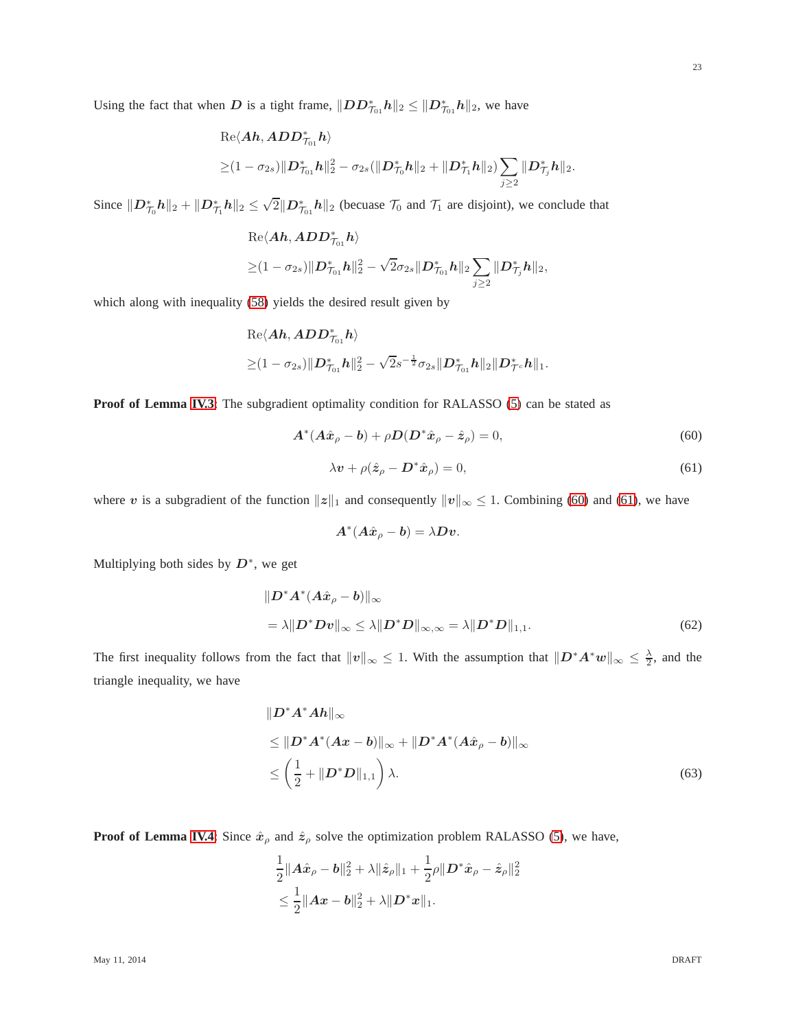Using the fact that when $\boldsymbol{D}$ is a tight frame, $\|\boldsymbol{D}\boldsymbol{D}^*_{\mathcal{T}_{01}}\boldsymbol{h}\|_2 \leq \|\boldsymbol{D}^*_{\mathcal{T}_{01}}\boldsymbol{h}\|_2$, we have

$$
\begin{aligned}
&\mathrm{Re}\langle \boldsymbol{A}\boldsymbol{h}, \boldsymbol{A}\boldsymbol{D}\boldsymbol{D}^*_{\mathcal{T}_{01}}\boldsymbol{h}\rangle \\
\geq &(1-\sigma_{2s})\|\boldsymbol{D}^*_{\mathcal{T}_{01}}\boldsymbol{h}\|_2^2 - \sigma_{2s}(\|\boldsymbol{D}^*_{\mathcal{T}_0}\boldsymbol{h}\|_2 + \|\boldsymbol{D}^*_{\mathcal{T}_1}\boldsymbol{h}\|_2)\sum_{j\geq 2}\|\boldsymbol{D}^*_{\mathcal{T}_j}\boldsymbol{h}\|_2.
\end{aligned}
$$

Since $\|\boldsymbol{D}^*_{\mathcal{T}_0}\boldsymbol{h}\|_2 + \|\boldsymbol{D}^*_{\mathcal{T}_1}\boldsymbol{h}\|_2 \leq \sqrt{2}\|\boldsymbol{D}^*_{\mathcal{T}_{01}}\boldsymbol{h}\|_2$ (becuase $\mathcal{T}_0$ and $\mathcal{T}_1$ are disjoint), we conclude that

$$
\begin{aligned}
&\mathrm{Re}\langle \boldsymbol{A}\boldsymbol{h}, \boldsymbol{A}\boldsymbol{D}\boldsymbol{D}^*_{\mathcal{T}_{01}}\boldsymbol{h}\rangle \\
\geq &(1-\sigma_{2s})\|\boldsymbol{D}^*_{\mathcal{T}_{01}}\boldsymbol{h}\|_2^2 - \sqrt{2}\sigma_{2s}\|\boldsymbol{D}^*_{\mathcal{T}_{01}}\boldsymbol{h}\|_2\sum_{j\geq 2}\|\boldsymbol{D}^*_{\mathcal{T}_j}\boldsymbol{h}\|_2,
\end{aligned}
$$

which along with inequality (58) yields the desired result given by

$$
\begin{aligned}
&\mathrm{Re}\langle \boldsymbol{A}\boldsymbol{h}, \boldsymbol{A}\boldsymbol{D}\boldsymbol{D}^*_{\mathcal{T}_{01}}\boldsymbol{h}\rangle \\
\geq &(1-\sigma_{2s})\|\boldsymbol{D}^*_{\mathcal{T}_{01}}\boldsymbol{h}\|_2^2 - \sqrt{2}s^{-\frac{1}{2}}\sigma_{2s}\|\boldsymbol{D}^*_{\mathcal{T}_{01}}\boldsymbol{h}\|_2\|\boldsymbol{D}^*_{\mathcal{T}^c}\boldsymbol{h}\|_1.
\end{aligned}
$$

**Proof of Lemma IV.3:** The subgradient optimality condition for RALASSO (5) can be stated as

$$
\boldsymbol{A}^*(\boldsymbol{A}\hat{\boldsymbol{x}}_\rho - \boldsymbol{b}) + \rho\boldsymbol{D}(\boldsymbol{D}^*\hat{\boldsymbol{x}}_\rho - \hat{\boldsymbol{z}}_\rho) = 0, \tag{60}
$$

$$
\lambda\boldsymbol{v} + \rho(\hat{\boldsymbol{z}}_\rho - \boldsymbol{D}^*\hat{\boldsymbol{x}}_\rho) = 0, \tag{61}
$$

where $\boldsymbol{v}$ is a subgradient of the function $\|\boldsymbol{z}\|_1$ and consequently $\|\boldsymbol{v}\|_\infty \leq 1$. Combining (60) and (61), we have

$$
\boldsymbol{A}^*(\boldsymbol{A}\hat{\boldsymbol{x}}_\rho - \boldsymbol{b}) = \lambda\boldsymbol{D}\boldsymbol{v}.
$$

Multiplying both sides by $\boldsymbol{D}^*$, we get

$$
\begin{aligned}
&\|\boldsymbol{D}^*\boldsymbol{A}^*(\boldsymbol{A}\hat{\boldsymbol{x}}_\rho - \boldsymbol{b})\|_\infty \\
&= \lambda\|\boldsymbol{D}^*\boldsymbol{D}\boldsymbol{v}\|_\infty \leq \lambda\|\boldsymbol{D}^*\boldsymbol{D}\|_{\infty,\infty} = \lambda\|\boldsymbol{D}^*\boldsymbol{D}\|_{1,1}.
\end{aligned} \tag{62}
$$

The first inequality follows from the fact that $\|\boldsymbol{v}\|_\infty \leq 1$. With the assumption that $\|\boldsymbol{D}^*\boldsymbol{A}^*\boldsymbol{w}\|_\infty \leq \frac{\lambda}{2}$, and the triangle inequality, we have

$$
\begin{aligned}
&\|\boldsymbol{D}^*\boldsymbol{A}^*\boldsymbol{A}\boldsymbol{h}\|_\infty \\
&\leq \|\boldsymbol{D}^*\boldsymbol{A}^*(\boldsymbol{A}\boldsymbol{x} - \boldsymbol{b})\|_\infty + \|\boldsymbol{D}^*\boldsymbol{A}^*(\boldsymbol{A}\hat{\boldsymbol{x}}_\rho - \boldsymbol{b})\|_\infty \\
&\leq \left(\frac{1}{2} + \|\boldsymbol{D}^*\boldsymbol{D}\|_{1,1}\right)\lambda.
\end{aligned} \tag{63}
$$

**Proof of Lemma IV.4:** Since $\hat{\boldsymbol{x}}_\rho$ and $\hat{\boldsymbol{z}}_\rho$ solve the optimization problem RALASSO (5), we have,

$$
\begin{aligned}
&\frac{1}{2}\|\boldsymbol{A}\hat{\boldsymbol{x}}_\rho - \boldsymbol{b}\|_2^2 + \lambda\|\hat{\boldsymbol{z}}_\rho\|_1 + \frac{1}{2}\rho\|\boldsymbol{D}^*\hat{\boldsymbol{x}}_\rho - \hat{\boldsymbol{z}}_\rho\|_2^2 \\
&\leq \frac{1}{2}\|\boldsymbol{A}\boldsymbol{x} - \boldsymbol{b}\|_2^2 + \lambda\|\boldsymbol{D}^*\boldsymbol{x}\|_1.
\end{aligned}
$$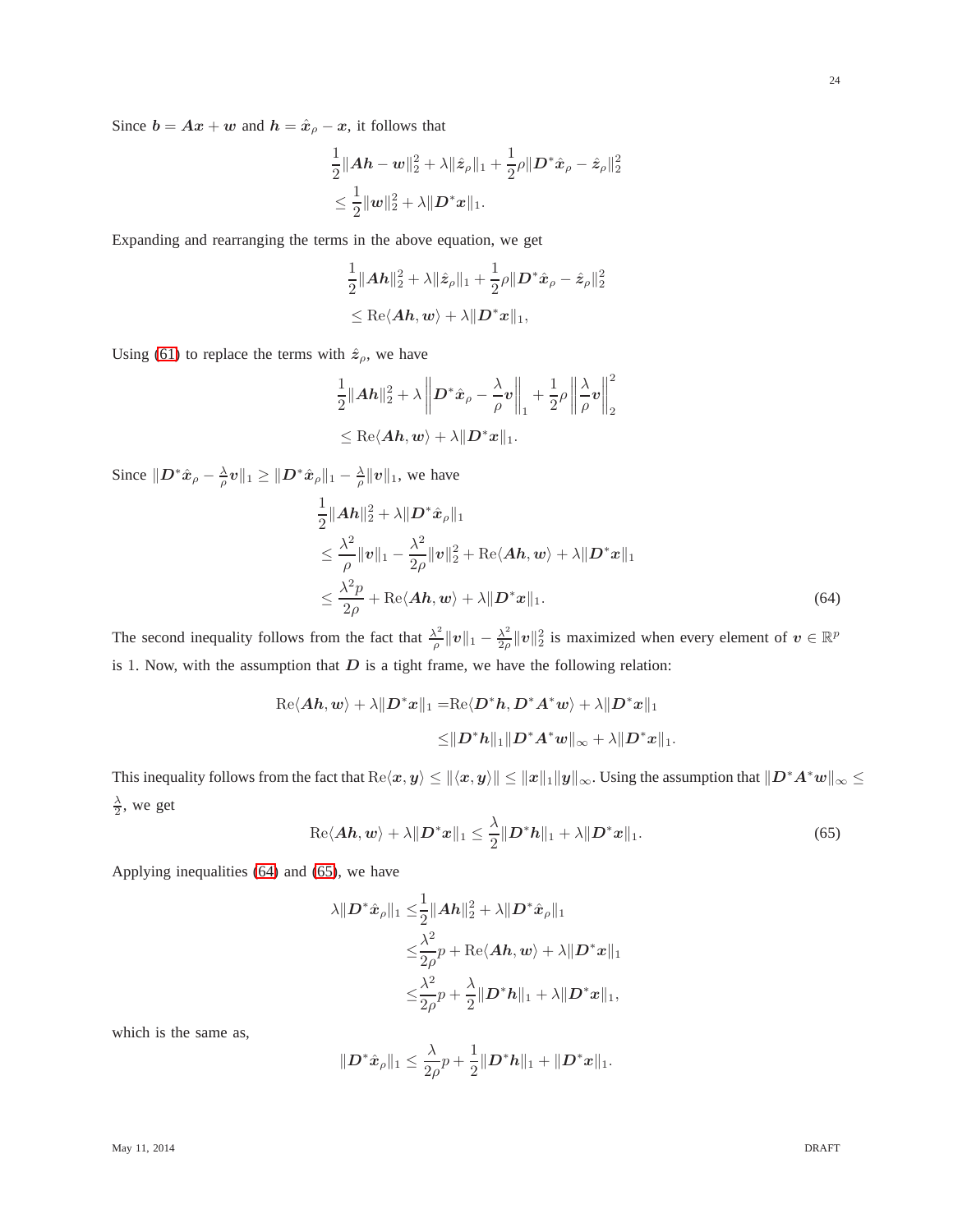Since $\boldsymbol{b} = \boldsymbol{A}\boldsymbol{x} + \boldsymbol{w}$ and $\boldsymbol{h} = \hat{\boldsymbol{x}}_\rho - \boldsymbol{x}$, it follows that

$$
\begin{aligned}
&\frac{1}{2}\|\boldsymbol{A}\boldsymbol{h} - \boldsymbol{w}\|_2^2 + \lambda\|\hat{\boldsymbol{z}}_\rho\|_1 + \frac{1}{2}\rho\|\boldsymbol{D}^*\hat{\boldsymbol{x}}_\rho - \hat{\boldsymbol{z}}_\rho\|_2^2 \\
&\leq \frac{1}{2}\|\boldsymbol{w}\|_2^2 + \lambda\|\boldsymbol{D}^*\boldsymbol{x}\|_1.
\end{aligned}
$$

Expanding and rearranging the terms in the above equation, we get

$$
\begin{aligned}
&\frac{1}{2}\|\boldsymbol{A}\boldsymbol{h}\|_2^2 + \lambda\|\hat{\boldsymbol{z}}_\rho\|_1 + \frac{1}{2}\rho\|\boldsymbol{D}^*\hat{\boldsymbol{x}}_\rho - \hat{\boldsymbol{z}}_\rho\|_2^2 \\
&\leq \mathrm{Re}\langle \boldsymbol{A}\boldsymbol{h}, \boldsymbol{w}\rangle + \lambda\|\boldsymbol{D}^*\boldsymbol{x}\|_1,
\end{aligned}
$$

Using (61) to replace the terms with $\hat{\boldsymbol{z}}_\rho$, we have

$$
\begin{aligned}
&\frac{1}{2}\|\boldsymbol{A}\boldsymbol{h}\|_2^2 + \lambda\left\|\boldsymbol{D}^*\hat{\boldsymbol{x}}_\rho - \frac{\lambda}{\rho}\boldsymbol{v}\right\|_1 + \frac{1}{2}\rho\left\|\frac{\lambda}{\rho}\boldsymbol{v}\right\|_2^2 \\
&\leq \mathrm{Re}\langle \boldsymbol{A}\boldsymbol{h}, \boldsymbol{w}\rangle + \lambda\|\boldsymbol{D}^*\boldsymbol{x}\|_1.
\end{aligned}
$$

Since $\|\boldsymbol{D}^*\hat{\boldsymbol{x}}_\rho - \frac{\lambda}{\rho}\boldsymbol{v}\|_1 \geq \|\boldsymbol{D}^*\hat{\boldsymbol{x}}_\rho\|_1 - \frac{\lambda}{\rho}\|\boldsymbol{v}\|_1$, we have

$$
\begin{aligned}
&\frac{1}{2}\|\boldsymbol{A}\boldsymbol{h}\|_2^2 + \lambda\|\boldsymbol{D}^*\hat{\boldsymbol{x}}_\rho\|_1 \\
&\leq \frac{\lambda^2}{\rho}\|\boldsymbol{v}\|_1 - \frac{\lambda^2}{2\rho}\|\boldsymbol{v}\|_2^2 + \mathrm{Re}\langle \boldsymbol{A}\boldsymbol{h}, \boldsymbol{w}\rangle + \lambda\|\boldsymbol{D}^*\boldsymbol{x}\|_1 \\
&\leq \frac{\lambda^2 p}{2\rho} + \mathrm{Re}\langle \boldsymbol{A}\boldsymbol{h}, \boldsymbol{w}\rangle + \lambda\|\boldsymbol{D}^*\boldsymbol{x}\|_1. \qquad (64)
\end{aligned}
$$

The second inequality follows from the fact that $\frac{\lambda^2}{\rho}\|\boldsymbol{v}\|_1 - \frac{\lambda^2}{2\rho}\|\boldsymbol{v}\|_2^2$ is maximized when every element of $\boldsymbol{v} \in \mathbb{R}^p$ is 1. Now, with the assumption that $\boldsymbol{D}$ is a tight frame, we have the following relation:

$$
\begin{aligned}
\mathrm{Re}\langle \boldsymbol{A}\boldsymbol{h}, \boldsymbol{w}\rangle + \lambda\|\boldsymbol{D}^*\boldsymbol{x}\|_1 =& \mathrm{Re}\langle \boldsymbol{D}^*\boldsymbol{h}, \boldsymbol{D}^*\boldsymbol{A}^*\boldsymbol{w}\rangle + \lambda\|\boldsymbol{D}^*\boldsymbol{x}\|_1 \\
\leq& \|\boldsymbol{D}^*\boldsymbol{h}\|_1\|\boldsymbol{D}^*\boldsymbol{A}^*\boldsymbol{w}\|_\infty + \lambda\|\boldsymbol{D}^*\boldsymbol{x}\|_1.
\end{aligned}
$$

This inequality follows from the fact that $\mathrm{Re}\langle \boldsymbol{x}, \boldsymbol{y}\rangle \leq \|\langle \boldsymbol{x}, \boldsymbol{y}\rangle\| \leq \|\boldsymbol{x}\|_1\|\boldsymbol{y}\|_\infty$. Using the assumption that $\|\boldsymbol{D}^*\boldsymbol{A}^*\boldsymbol{w}\|_\infty \leq \frac{\lambda}{2}$, we get

$$
\mathrm{Re}\langle \boldsymbol{A}\boldsymbol{h}, \boldsymbol{w}\rangle + \lambda\|\boldsymbol{D}^*\boldsymbol{x}\|_1 \leq \frac{\lambda}{2}\|\boldsymbol{D}^*\boldsymbol{h}\|_1 + \lambda\|\boldsymbol{D}^*\boldsymbol{x}\|_1. \qquad (65)
$$

Applying inequalities (64) and (65), we have

$$
\begin{aligned}
\lambda\|\boldsymbol{D}^*\hat{\boldsymbol{x}}_\rho\|_1 \leq& \frac{1}{2}\|\boldsymbol{A}\boldsymbol{h}\|_2^2 + \lambda\|\boldsymbol{D}^*\hat{\boldsymbol{x}}_\rho\|_1 \\
\leq& \frac{\lambda^2}{2\rho}p + \mathrm{Re}\langle \boldsymbol{A}\boldsymbol{h}, \boldsymbol{w}\rangle + \lambda\|\boldsymbol{D}^*\boldsymbol{x}\|_1 \\
\leq& \frac{\lambda^2}{2\rho}p + \frac{\lambda}{2}\|\boldsymbol{D}^*\boldsymbol{h}\|_1 + \lambda\|\boldsymbol{D}^*\boldsymbol{x}\|_1,
\end{aligned}
$$

which is the same as,

$$
\|\boldsymbol{D}^*\hat{\boldsymbol{x}}_\rho\|_1 \leq \frac{\lambda}{2\rho}p + \frac{1}{2}\|\boldsymbol{D}^*\boldsymbol{h}\|_1 + \|\boldsymbol{D}^*\boldsymbol{x}\|_1.
$$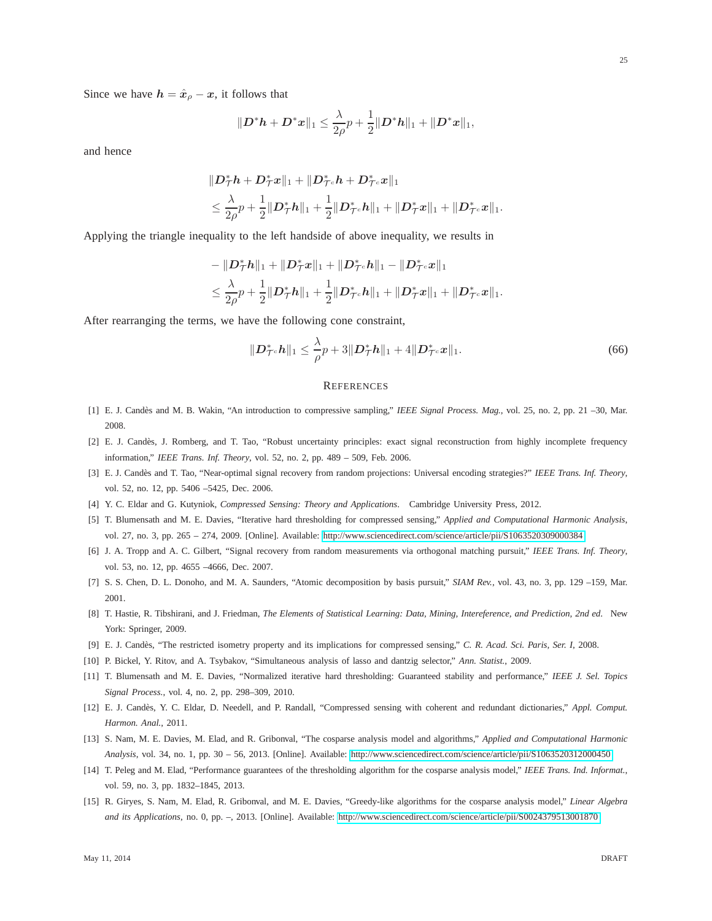Since we have $\boldsymbol{h} = \hat{\boldsymbol{x}}_\rho - \boldsymbol{x}$, it follows that

$$\|\boldsymbol{D}^*\boldsymbol{h} + \boldsymbol{D}^*\boldsymbol{x}\|_1 \leq \frac{\lambda}{2\rho}p + \frac{1}{2}\|\boldsymbol{D}^*\boldsymbol{h}\|_1 + \|\boldsymbol{D}^*\boldsymbol{x}\|_1,$$

and hence

$$\begin{aligned}
&\|\boldsymbol{D}^*_{\mathcal{T}}\boldsymbol{h} + \boldsymbol{D}^*_{\mathcal{T}}\boldsymbol{x}\|_1 + \|\boldsymbol{D}^*_{\mathcal{T}^c}\boldsymbol{h} + \boldsymbol{D}^*_{\mathcal{T}^c}\boldsymbol{x}\|_1 \\
&\leq \frac{\lambda}{2\rho}p + \frac{1}{2}\|\boldsymbol{D}^*_{\mathcal{T}}\boldsymbol{h}\|_1 + \frac{1}{2}\|\boldsymbol{D}^*_{\mathcal{T}^c}\boldsymbol{h}\|_1 + \|\boldsymbol{D}^*_{\mathcal{T}}\boldsymbol{x}\|_1 + \|\boldsymbol{D}^*_{\mathcal{T}^c}\boldsymbol{x}\|_1.
\end{aligned}$$

Applying the triangle inequality to the left handside of above inequality, we results in

$$\begin{aligned}
&-\|\boldsymbol{D}^*_{\mathcal{T}}\boldsymbol{h}\|_1 + \|\boldsymbol{D}^*_{\mathcal{T}}\boldsymbol{x}\|_1 + \|\boldsymbol{D}^*_{\mathcal{T}^c}\boldsymbol{h}\|_1 - \|\boldsymbol{D}^*_{\mathcal{T}^c}\boldsymbol{x}\|_1 \\
&\leq \frac{\lambda}{2\rho}p + \frac{1}{2}\|\boldsymbol{D}^*_{\mathcal{T}}\boldsymbol{h}\|_1 + \frac{1}{2}\|\boldsymbol{D}^*_{\mathcal{T}^c}\boldsymbol{h}\|_1 + \|\boldsymbol{D}^*_{\mathcal{T}}\boldsymbol{x}\|_1 + \|\boldsymbol{D}^*_{\mathcal{T}^c}\boldsymbol{x}\|_1.
\end{aligned}$$

After rearranging the terms, we have the following cone constraint,

$$\|\boldsymbol{D}^*_{\mathcal{T}^c}\boldsymbol{h}\|_1 \leq \frac{\lambda}{\rho}p + 3\|\boldsymbol{D}^*_{\mathcal{T}}\boldsymbol{h}\|_1 + 4\|\boldsymbol{D}^*_{\mathcal{T}^c}\boldsymbol{x}\|_1. \tag{66}$$

## REFERENCES

[1] E. J. Candès and M. B. Wakin, "An introduction to compressive sampling," *IEEE Signal Process. Mag.*, vol. 25, no. 2, pp. 21 –30, Mar. 2008.

[2] E. J. Candès, J. Romberg, and T. Tao, "Robust uncertainty principles: exact signal reconstruction from highly incomplete frequency information," *IEEE Trans. Inf. Theory*, vol. 52, no. 2, pp. 489 – 509, Feb. 2006.

[3] E. J. Candès and T. Tao, "Near-optimal signal recovery from random projections: Universal encoding strategies?" *IEEE Trans. Inf. Theory*, vol. 52, no. 12, pp. 5406 –5425, Dec. 2006.

[4] Y. C. Eldar and G. Kutyniok, *Compressed Sensing: Theory and Applications*. Cambridge University Press, 2012.

[5] T. Blumensath and M. E. Davies, "Iterative hard thresholding for compressed sensing," *Applied and Computational Harmonic Analysis*, vol. 27, no. 3, pp. 265 – 274, 2009. [Online]. Available: http://www.sciencedirect.com/science/article/pii/S1063520309000384

[6] J. A. Tropp and A. C. Gilbert, "Signal recovery from random measurements via orthogonal matching pursuit," *IEEE Trans. Inf. Theory*, vol. 53, no. 12, pp. 4655 –4666, Dec. 2007.

[7] S. S. Chen, D. L. Donoho, and M. A. Saunders, "Atomic decomposition by basis pursuit," *SIAM Rev.*, vol. 43, no. 3, pp. 129 –159, Mar. 2001.

[8] T. Hastie, R. Tibshirani, and J. Friedman, *The Elements of Statistical Learning: Data, Mining, Intereference, and Prediction, 2nd ed*. New York: Springer, 2009.

[9] E. J. Candès, "The restricted isometry property and its implications for compressed sensing," *C. R. Acad. Sci. Paris, Ser. I*, 2008.

[10] P. Bickel, Y. Ritov, and A. Tsybakov, "Simultaneous analysis of lasso and dantzig selector," *Ann. Statist.*, 2009.

[11] T. Blumensath and M. E. Davies, "Normalized iterative hard thresholding: Guaranteed stability and performance," *IEEE J. Sel. Topics Signal Process.*, vol. 4, no. 2, pp. 298–309, 2010.

[12] E. J. Candès, Y. C. Eldar, D. Needell, and P. Randall, "Compressed sensing with coherent and redundant dictionaries," *Appl. Comput. Harmon. Anal.*, 2011.

[13] S. Nam, M. E. Davies, M. Elad, and R. Gribonval, "The cosparse analysis model and algorithms," *Applied and Computational Harmonic Analysis*, vol. 34, no. 1, pp. 30 – 56, 2013. [Online]. Available: http://www.sciencedirect.com/science/article/pii/S1063520312000450

[14] T. Peleg and M. Elad, "Performance guarantees of the thresholding algorithm for the cosparse analysis model," *IEEE Trans. Ind. Informat.*, vol. 59, no. 3, pp. 1832–1845, 2013.

[15] R. Giryes, S. Nam, M. Elad, R. Gribonval, and M. E. Davies, "Greedy-like algorithms for the cosparse analysis model," *Linear Algebra and its Applications*, no. 0, pp. –, 2013. [Online]. Available: http://www.sciencedirect.com/science/article/pii/S0024379513001870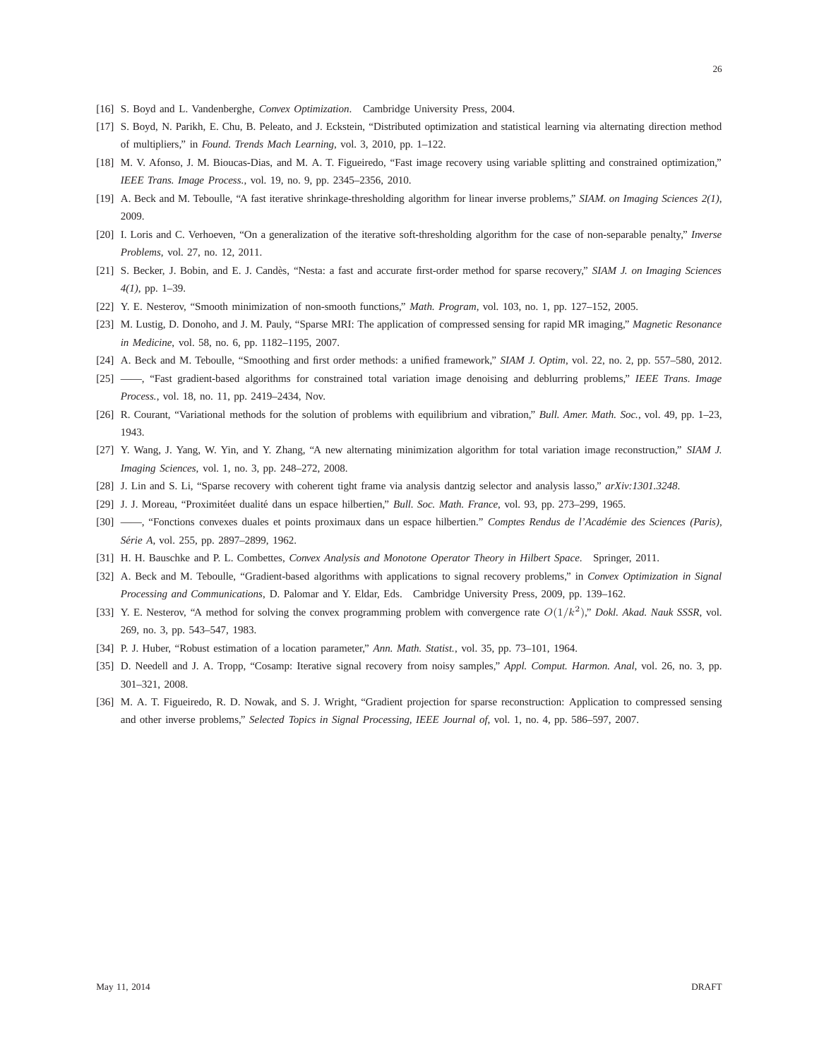[16] S. Boyd and L. Vandenberghe, *Convex Optimization*. Cambridge University Press, 2004.

[17] S. Boyd, N. Parikh, E. Chu, B. Peleato, and J. Eckstein, "Distributed optimization and statistical learning via alternating direction method of multipliers," in *Found. Trends Mach Learning*, vol. 3, 2010, pp. 1–122.

[18] M. V. Afonso, J. M. Bioucas-Dias, and M. A. T. Figueiredo, "Fast image recovery using variable splitting and constrained optimization," *IEEE Trans. Image Process.*, vol. 19, no. 9, pp. 2345–2356, 2010.

[19] A. Beck and M. Teboulle, "A fast iterative shrinkage-thresholding algorithm for linear inverse problems," *SIAM. on Imaging Sciences 2(1)*, 2009.

[20] I. Loris and C. Verhoeven, "On a generalization of the iterative soft-thresholding algorithm for the case of non-separable penalty," *Inverse Problems*, vol. 27, no. 12, 2011.

[21] S. Becker, J. Bobin, and E. J. Candès, "Nesta: a fast and accurate first-order method for sparse recovery," *SIAM J. on Imaging Sciences 4(1)*, pp. 1–39.

[22] Y. E. Nesterov, "Smooth minimization of non-smooth functions," *Math. Program*, vol. 103, no. 1, pp. 127–152, 2005.

[23] M. Lustig, D. Donoho, and J. M. Pauly, "Sparse MRI: The application of compressed sensing for rapid MR imaging," *Magnetic Resonance in Medicine*, vol. 58, no. 6, pp. 1182–1195, 2007.

[24] A. Beck and M. Teboulle, "Smoothing and first order methods: a unified framework," *SIAM J. Optim*, vol. 22, no. 2, pp. 557–580, 2012.

[25] ——, "Fast gradient-based algorithms for constrained total variation image denoising and deblurring problems," *IEEE Trans. Image Process.*, vol. 18, no. 11, pp. 2419–2434, Nov.

[26] R. Courant, "Variational methods for the solution of problems with equilibrium and vibration," *Bull. Amer. Math. Soc.*, vol. 49, pp. 1–23, 1943.

[27] Y. Wang, J. Yang, W. Yin, and Y. Zhang, "A new alternating minimization algorithm for total variation image reconstruction," *SIAM J. Imaging Sciences*, vol. 1, no. 3, pp. 248–272, 2008.

[28] J. Lin and S. Li, "Sparse recovery with coherent tight frame via analysis dantzig selector and analysis lasso," *arXiv:1301.3248*.

[29] J. J. Moreau, "Proximitéet dualité dans un espace hilbertien," *Bull. Soc. Math. France*, vol. 93, pp. 273–299, 1965.

[30] ——, "Fonctions convexes duales et points proximaux dans un espace hilbertien." *Comptes Rendus de l'Académie des Sciences (Paris), Série A*, vol. 255, pp. 2897–2899, 1962.

[31] H. H. Bauschke and P. L. Combettes, *Convex Analysis and Monotone Operator Theory in Hilbert Space*. Springer, 2011.

[32] A. Beck and M. Teboulle, "Gradient-based algorithms with applications to signal recovery problems," in *Convex Optimization in Signal Processing and Communications*, D. Palomar and Y. Eldar, Eds. Cambridge University Press, 2009, pp. 139–162.

[33] Y. E. Nesterov, "A method for solving the convex programming problem with convergence rate $O(1/k^2)$," *Dokl. Akad. Nauk SSSR*, vol. 269, no. 3, pp. 543–547, 1983.

[34] P. J. Huber, "Robust estimation of a location parameter," *Ann. Math. Statist.*, vol. 35, pp. 73–101, 1964.

[35] D. Needell and J. A. Tropp, "Cosamp: Iterative signal recovery from noisy samples," *Appl. Comput. Harmon. Anal*, vol. 26, no. 3, pp. 301–321, 2008.

[36] M. A. T. Figueiredo, R. D. Nowak, and S. J. Wright, "Gradient projection for sparse reconstruction: Application to compressed sensing and other inverse problems," *Selected Topics in Signal Processing, IEEE Journal of*, vol. 1, no. 4, pp. 586–597, 2007.